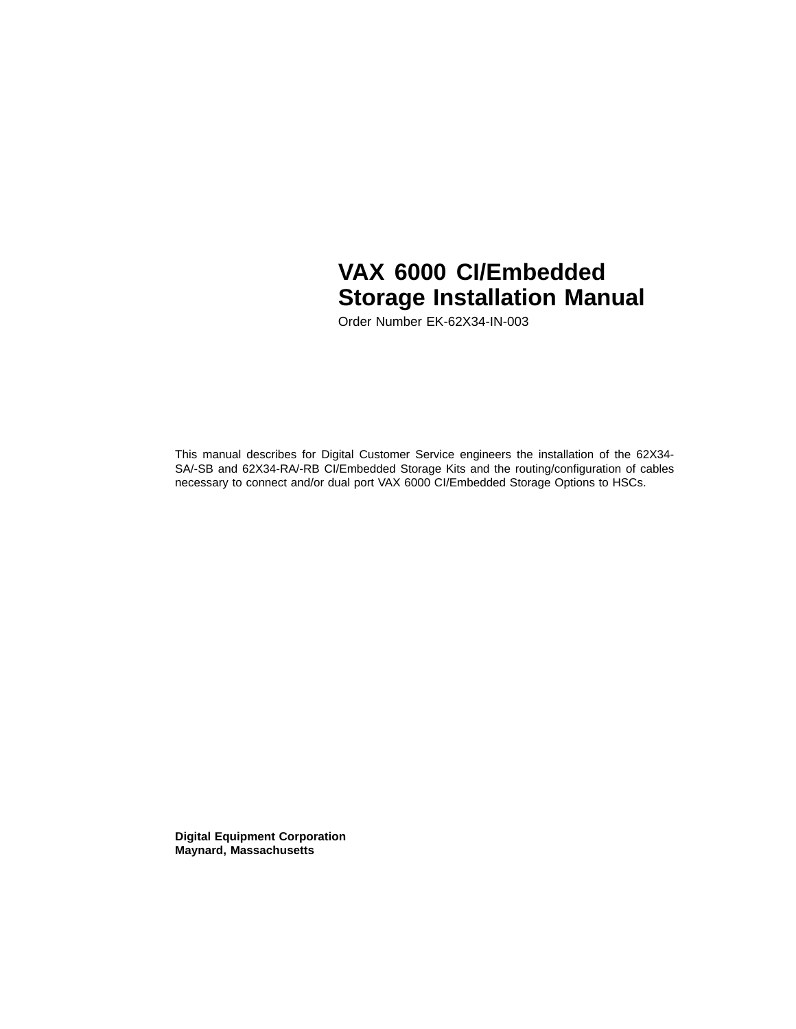# VAX 6000 CI/Embedded Storage Installation Manual

Order Number EK-62X34-IN-003

This manual describes for Digital Customer Service engineers the installation of the 62X34-SA/-SB and 62X34-RA/-RB CI/Embedded Storage Kits and the routing/configuration of cables necessary to connect and/or dual port VAX 6000 CI/Embedded Storage Options to HSCs.

**Digital Equipment Corporation**
**Maynard, Massachusetts**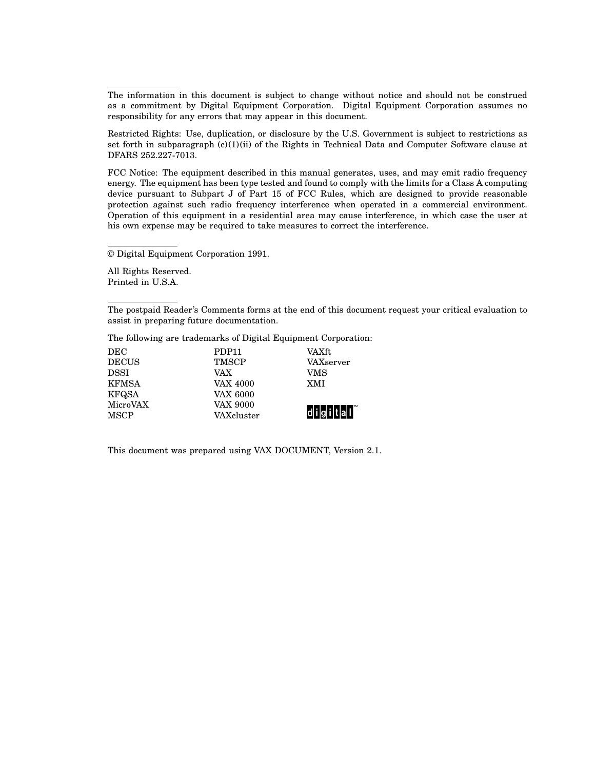The information in this document is subject to change without notice and should not be construed as a commitment by Digital Equipment Corporation. Digital Equipment Corporation assumes no responsibility for any errors that may appear in this document.

Restricted Rights: Use, duplication, or disclosure by the U.S. Government is subject to restrictions as set forth in subparagraph (c)(1)(ii) of the Rights in Technical Data and Computer Software clause at DFARS 252.227-7013.

FCC Notice: The equipment described in this manual generates, uses, and may emit radio frequency energy. The equipment has been type tested and found to comply with the limits for a Class A computing device pursuant to Subpart J of Part 15 of FCC Rules, which are designed to provide reasonable protection against such radio frequency interference when operated in a commercial environment. Operation of this equipment in a residential area may cause interference, in which case the user at his own expense may be required to take measures to correct the interference.

© Digital Equipment Corporation 1991.

All Rights Reserved.
Printed in U.S.A.

The postpaid Reader's Comments forms at the end of this document request your critical evaluation to assist in preparing future documentation.

The following are trademarks of Digital Equipment Corporation:

| | | |
|---|---|---|
| DEC | PDP11 | VAXft |
| DECUS | TMSCP | VAXserver |
| DSSI | VAX | VMS |
| KFMSA | VAX 4000 | XMI |
| KFQSA | VAX 6000 | |
| MicroVAX | VAX 9000 | digital™ |
| MSCP | VAXcluster | |

This document was prepared using VAX DOCUMENT, Version 2.1.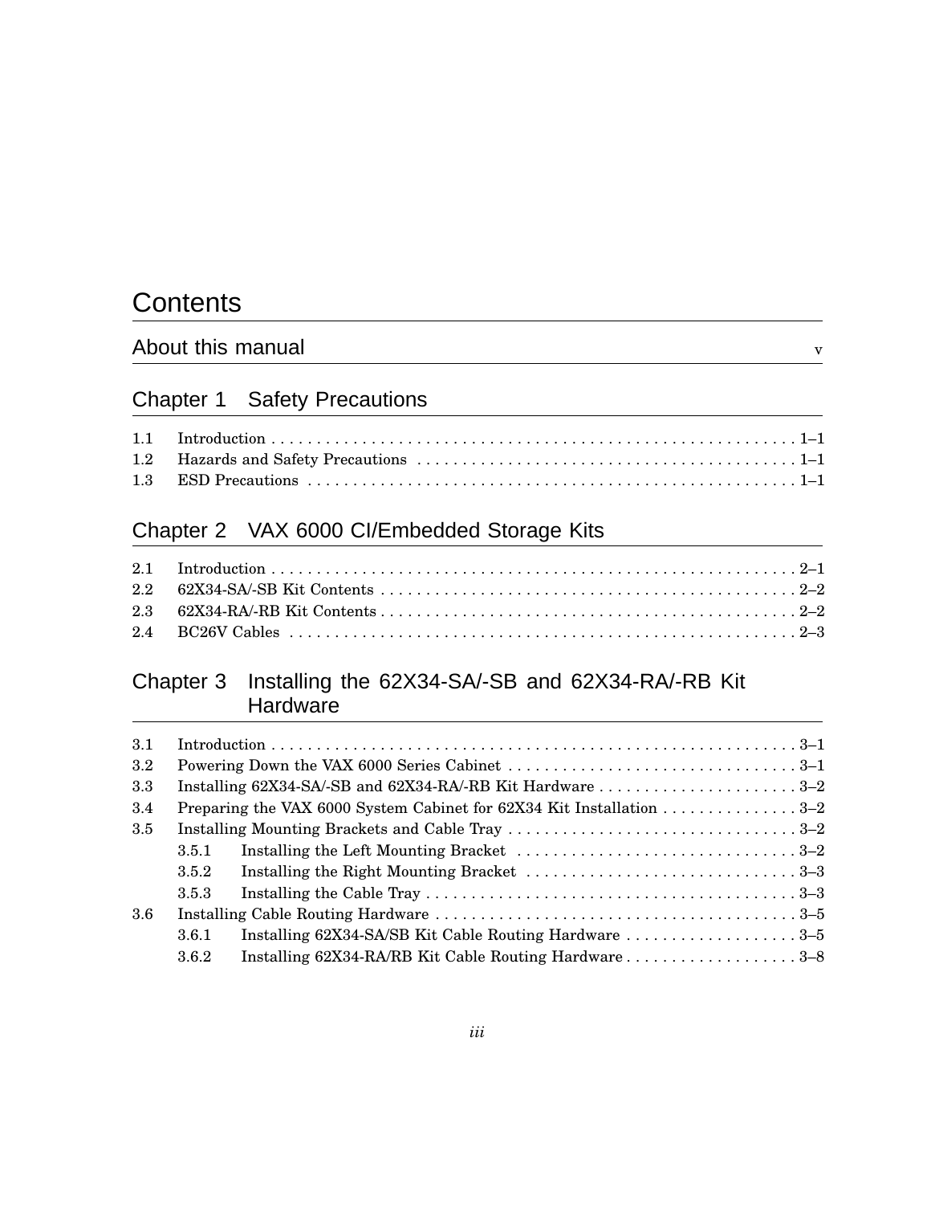# Contents

## About this manual v

## Chapter 1 Safety Precautions

1.1 Introduction . . . . . . . . . . 1–1
1.2 Hazards and Safety Precautions . . . . . . . . . . 1–1
1.3 ESD Precautions . . . . . . . . . . 1–1

## Chapter 2 VAX 6000 CI/Embedded Storage Kits

2.1 Introduction . . . . . . . . . . 2–1
2.2 62X34-SA/-SB Kit Contents . . . . . . . . . . 2–2
2.3 62X34-RA/-RB Kit Contents . . . . . . . . . . 2–2
2.4 BC26V Cables . . . . . . . . . . 2–3

## Chapter 3 Installing the 62X34-SA/-SB and 62X34-RA/-RB Kit Hardware

3.1 Introduction . . . . . . . . . . 3–1
3.2 Powering Down the VAX 6000 Series Cabinet . . . . . . . . . . 3–1
3.3 Installing 62X34-SA/-SB and 62X34-RA/-RB Kit Hardware . . . . . . . . . . 3–2
3.4 Preparing the VAX 6000 System Cabinet for 62X34 Kit Installation . . . . . . . . . . 3–2
3.5 Installing Mounting Brackets and Cable Tray . . . . . . . . . . 3–2
- 3.5.1 Installing the Left Mounting Bracket . . . . . . . . . . 3–2
- 3.5.2 Installing the Right Mounting Bracket . . . . . . . . . . 3–3
- 3.5.3 Installing the Cable Tray . . . . . . . . . . 3–3

3.6 Installing Cable Routing Hardware . . . . . . . . . . 3–5
- 3.6.1 Installing 62X34-SA/SB Kit Cable Routing Hardware . . . . . . . . . . 3–5
- 3.6.2 Installing 62X34-RA/RB Kit Cable Routing Hardware . . . . . . . . . . 3–8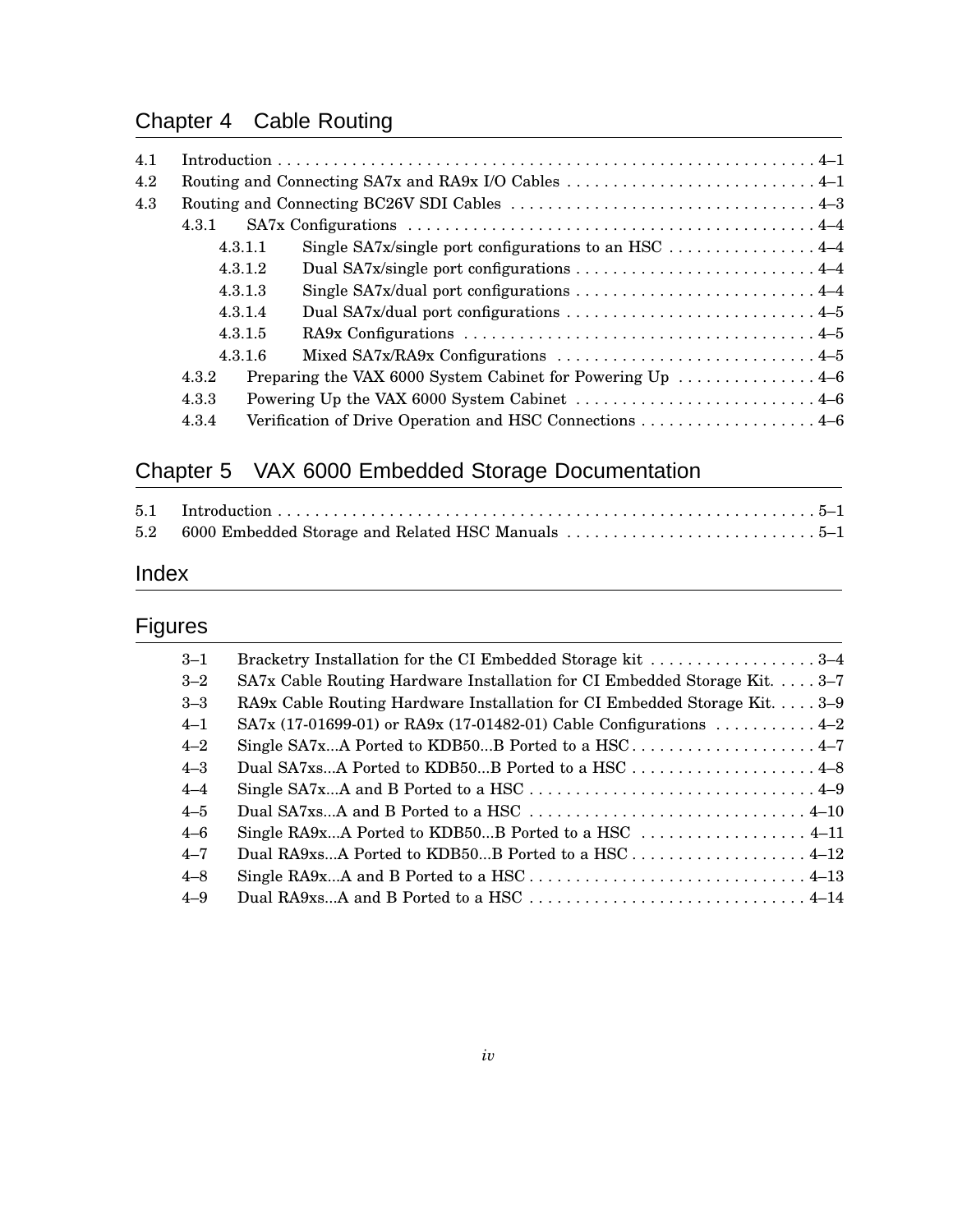## Chapter 4 Cable Routing

4.1 Introduction . . . . . . . . . . . . . . . . . . . . . . . . . . . . . . . . . . . . . . . . . . . . . . . . . . . . . . . . . . . 4–1
4.2 Routing and Connecting SA7x and RA9x I/O Cables . . . . . . . . . . . . . . . . . . . . . . . . . . . 4–1
4.3 Routing and Connecting BC26V SDI Cables . . . . . . . . . . . . . . . . . . . . . . . . . . . . . . . . . 4–3
4.3.1 SA7x Configurations . . . . . . . . . . . . . . . . . . . . . . . . . . . . . . . . . . . . . . . . . . . . 4–4
4.3.1.1 Single SA7x/single port configurations to an HSC . . . . . . . . . . . . . . . . 4–4
4.3.1.2 Dual SA7x/single port configurations . . . . . . . . . . . . . . . . . . . . . . . . . . 4–4
4.3.1.3 Single SA7x/dual port configurations . . . . . . . . . . . . . . . . . . . . . . . . . . 4–4
4.3.1.4 Dual SA7x/dual port configurations . . . . . . . . . . . . . . . . . . . . . . . . . . . 4–5
4.3.1.5 RA9x Configurations . . . . . . . . . . . . . . . . . . . . . . . . . . . . . . . . . . . . . . 4–5
4.3.1.6 Mixed SA7x/RA9x Configurations . . . . . . . . . . . . . . . . . . . . . . . . . . . . 4–5
4.3.2 Preparing the VAX 6000 System Cabinet for Powering Up . . . . . . . . . . . . . . . 4–6
4.3.3 Powering Up the VAX 6000 System Cabinet . . . . . . . . . . . . . . . . . . . . . . . . . . 4–6
4.3.4 Verification of Drive Operation and HSC Connections . . . . . . . . . . . . . . . . . . . 4–6

## Chapter 5 VAX 6000 Embedded Storage Documentation

5.1 Introduction . . . . . . . . . . . . . . . . . . . . . . . . . . . . . . . . . . . . . . . . . . . . . . . . . . . . . . . . . . . 5–1
5.2 6000 Embedded Storage and Related HSC Manuals . . . . . . . . . . . . . . . . . . . . . . . . . . . 5–1

## Index

## Figures

3–1 Bracketry Installation for the CI Embedded Storage kit . . . . . . . . . . . . . . . . . . 3–4
3–2 SA7x Cable Routing Hardware Installation for CI Embedded Storage Kit. . . . . 3–7
3–3 RA9x Cable Routing Hardware Installation for CI Embedded Storage Kit. . . . . 3–9
4–1 SA7x (17-01699-01) or RA9x (17-01482-01) Cable Configurations . . . . . . . . . . . 4–2
4–2 Single SA7x...A Ported to KDB50...B Ported to a HSC . . . . . . . . . . . . . . . . . . . . 4–7
4–3 Dual SA7xs...A Ported to KDB50...B Ported to a HSC . . . . . . . . . . . . . . . . . . . . 4–8
4–4 Single SA7x...A and B Ported to a HSC . . . . . . . . . . . . . . . . . . . . . . . . . . . . . . . 4–9
4–5 Dual SA7xs...A and B Ported to a HSC . . . . . . . . . . . . . . . . . . . . . . . . . . . . . . 4–10
4–6 Single RA9x...A Ported to KDB50...B Ported to a HSC . . . . . . . . . . . . . . . . . . 4–11
4–7 Dual RA9xs...A Ported to KDB50...B Ported to a HSC . . . . . . . . . . . . . . . . . . . 4–12
4–8 Single RA9x...A and B Ported to a HSC . . . . . . . . . . . . . . . . . . . . . . . . . . . . . . 4–13
4–9 Dual RA9xs...A and B Ported to a HSC . . . . . . . . . . . . . . . . . . . . . . . . . . . . . . 4–14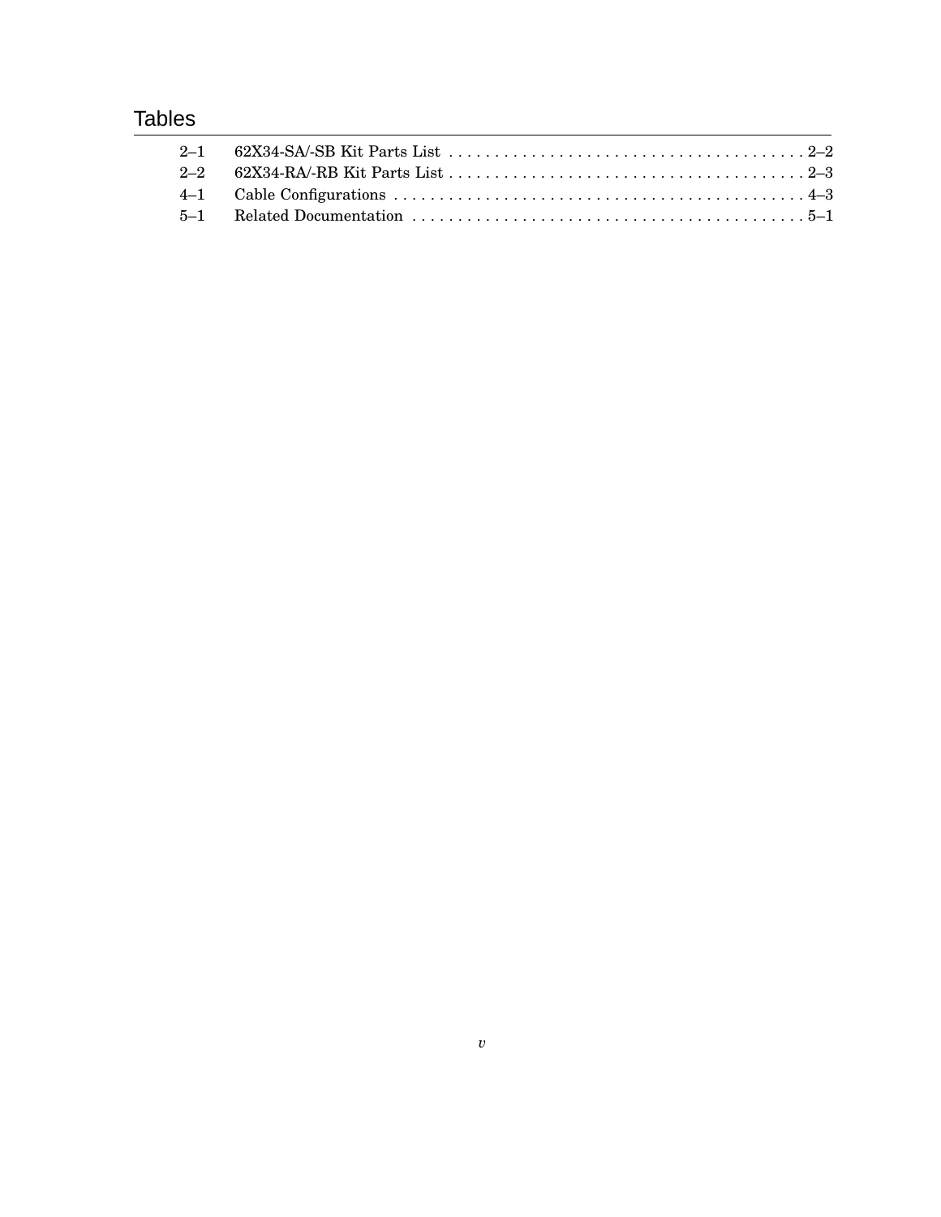# Tables

| | | |
|---|---|---|
| 2–1 | 62X34-SA/-SB Kit Parts List | 2–2 |
| 2–2 | 62X34-RA/-RB Kit Parts List | 2–3 |
| 4–1 | Cable Configurations | 4–3 |
| 5–1 | Related Documentation | 5–1 |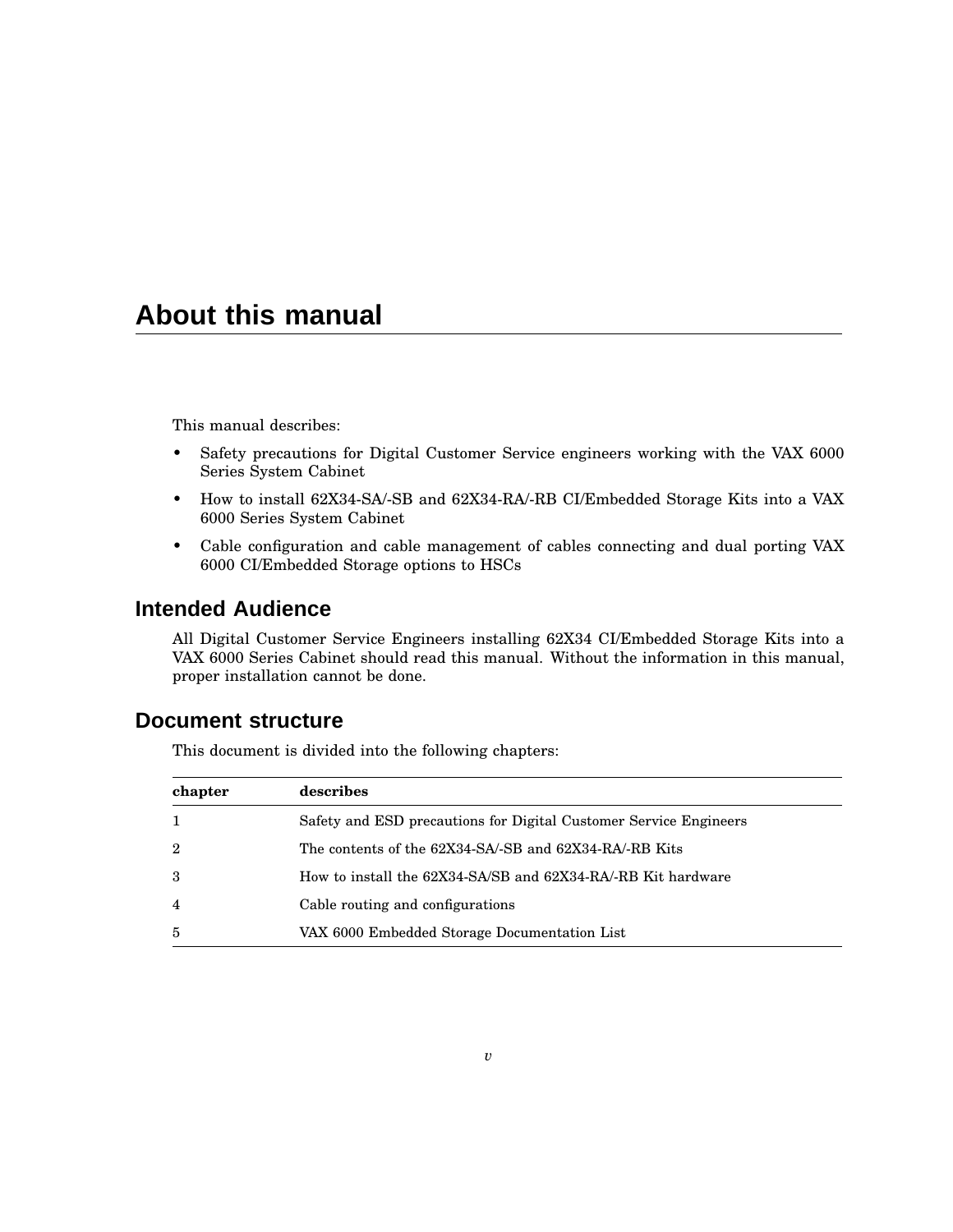# About this manual

This manual describes:

- Safety precautions for Digital Customer Service engineers working with the VAX 6000 Series System Cabinet
- How to install 62X34-SA/-SB and 62X34-RA/-RB CI/Embedded Storage Kits into a VAX 6000 Series System Cabinet
- Cable configuration and cable management of cables connecting and dual porting VAX 6000 CI/Embedded Storage options to HSCs

## Intended Audience

All Digital Customer Service Engineers installing 62X34 CI/Embedded Storage Kits into a VAX 6000 Series Cabinet should read this manual. Without the information in this manual, proper installation cannot be done.

## Document structure

This document is divided into the following chapters:

| chapter | describes |
| --- | --- |
| 1 | Safety and ESD precautions for Digital Customer Service Engineers |
| 2 | The contents of the 62X34-SA/-SB and 62X34-RA/-RB Kits |
| 3 | How to install the 62X34-SA/SB and 62X34-RA/-RB Kit hardware |
| 4 | Cable routing and configurations |
| 5 | VAX 6000 Embedded Storage Documentation List |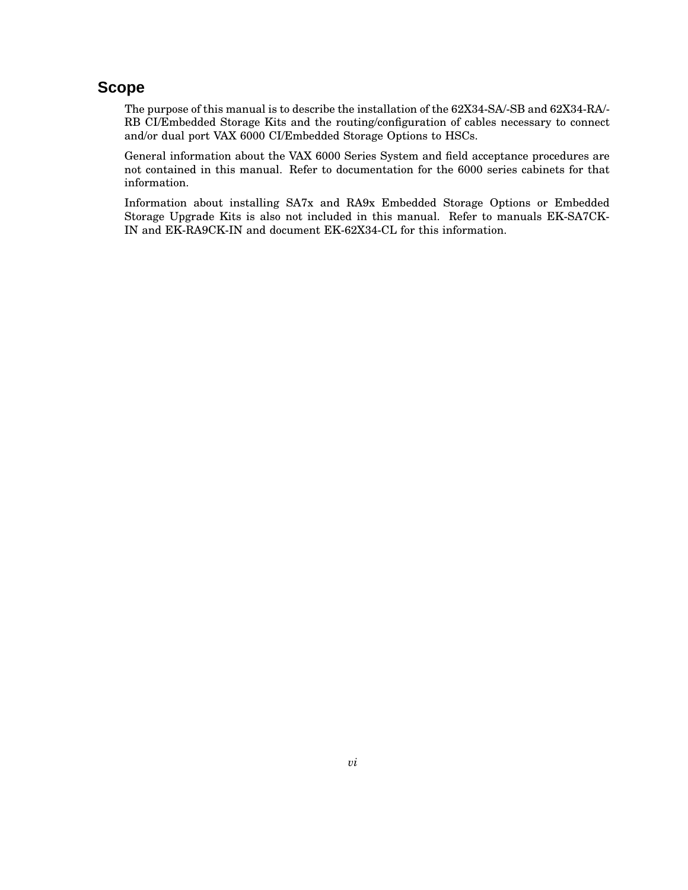# Scope

The purpose of this manual is to describe the installation of the 62X34-SA/-SB and 62X34-RA/-RB CI/Embedded Storage Kits and the routing/configuration of cables necessary to connect and/or dual port VAX 6000 CI/Embedded Storage Options to HSCs.

General information about the VAX 6000 Series System and field acceptance procedures are not contained in this manual. Refer to documentation for the 6000 series cabinets for that information.

Information about installing SA7x and RA9x Embedded Storage Options or Embedded Storage Upgrade Kits is also not included in this manual. Refer to manuals EK-SA7CK-IN and EK-RA9CK-IN and document EK-62X34-CL for this information.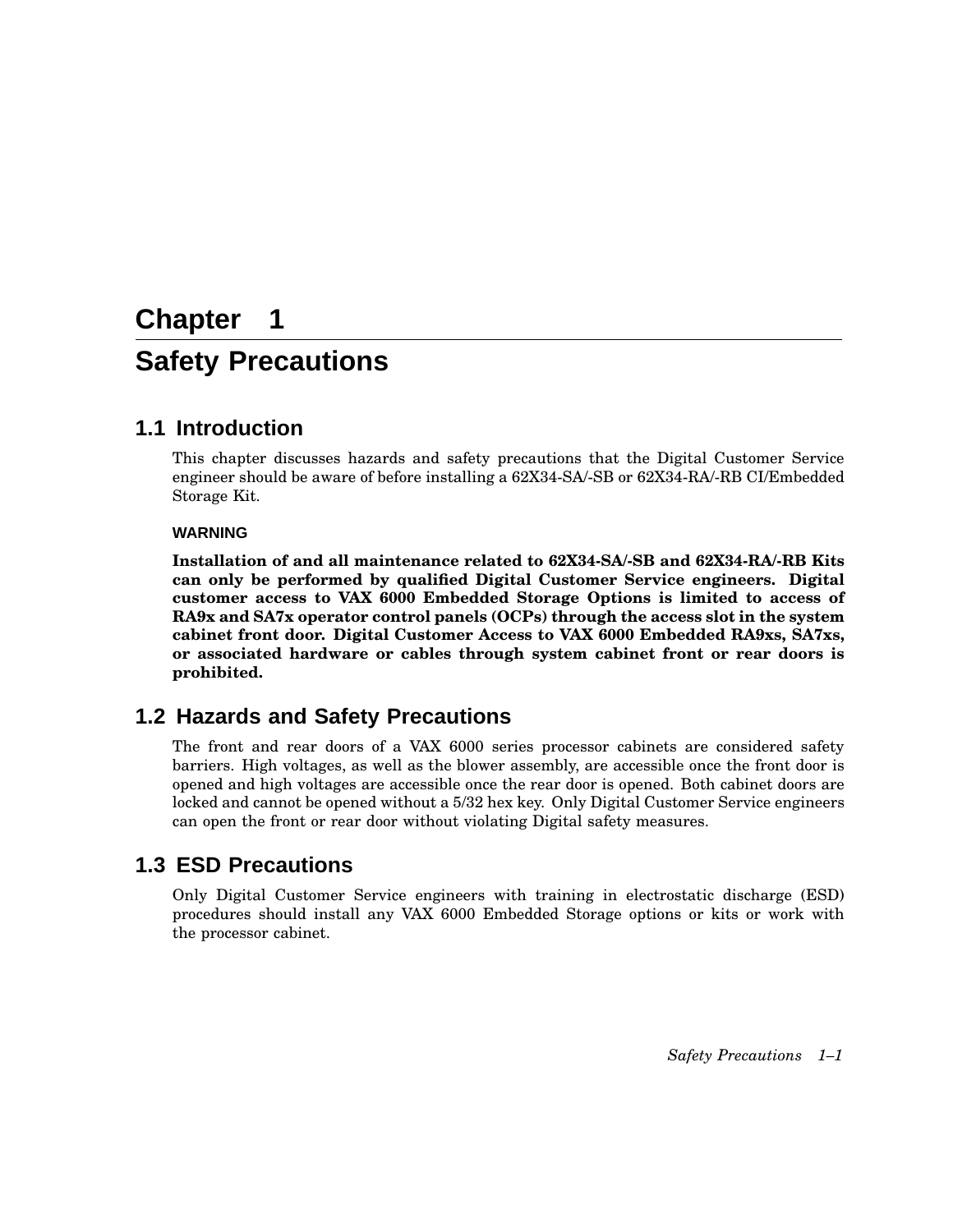# Chapter 1

# Safety Precautions

## 1.1 Introduction

This chapter discusses hazards and safety precautions that the Digital Customer Service engineer should be aware of before installing a 62X34-SA/-SB or 62X34-RA/-RB CI/Embedded Storage Kit.

**WARNING**

**Installation of and all maintenance related to 62X34-SA/-SB and 62X34-RA/-RB Kits can only be performed by qualified Digital Customer Service engineers. Digital customer access to VAX 6000 Embedded Storage Options is limited to access of RA9x and SA7x operator control panels (OCPs) through the access slot in the system cabinet front door. Digital Customer Access to VAX 6000 Embedded RA9xs, SA7xs, or associated hardware or cables through system cabinet front or rear doors is prohibited.**

## 1.2 Hazards and Safety Precautions

The front and rear doors of a VAX 6000 series processor cabinets are considered safety barriers. High voltages, as well as the blower assembly, are accessible once the front door is opened and high voltages are accessible once the rear door is opened. Both cabinet doors are locked and cannot be opened without a 5/32 hex key. Only Digital Customer Service engineers can open the front or rear door without violating Digital safety measures.

## 1.3 ESD Precautions

Only Digital Customer Service engineers with training in electrostatic discharge (ESD) procedures should install any VAX 6000 Embedded Storage options or kits or work with the processor cabinet.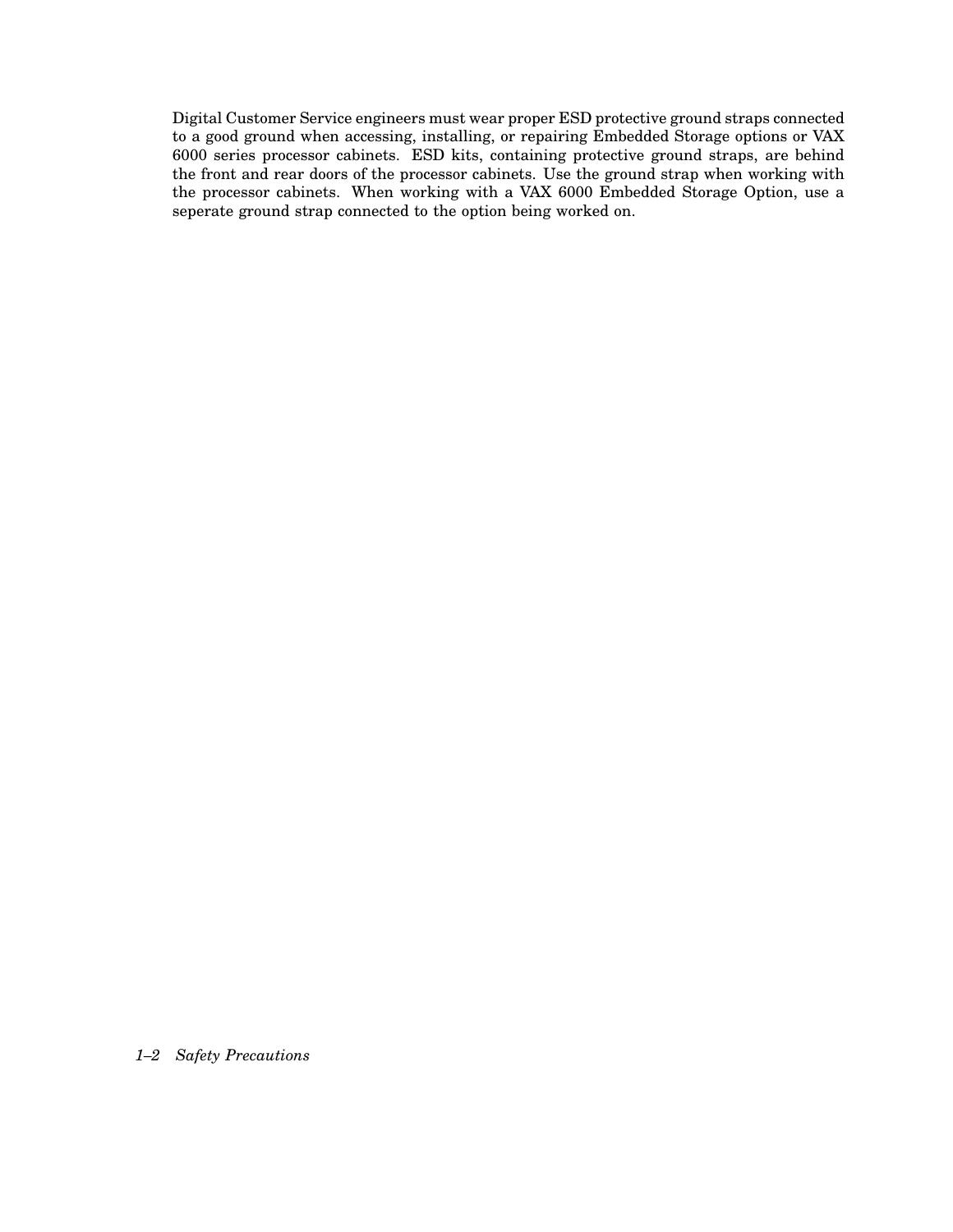Digital Customer Service engineers must wear proper ESD protective ground straps connected to a good ground when accessing, installing, or repairing Embedded Storage options or VAX 6000 series processor cabinets. ESD kits, containing protective ground straps, are behind the front and rear doors of the processor cabinets. Use the ground strap when working with the processor cabinets. When working with a VAX 6000 Embedded Storage Option, use a seperate ground strap connected to the option being worked on.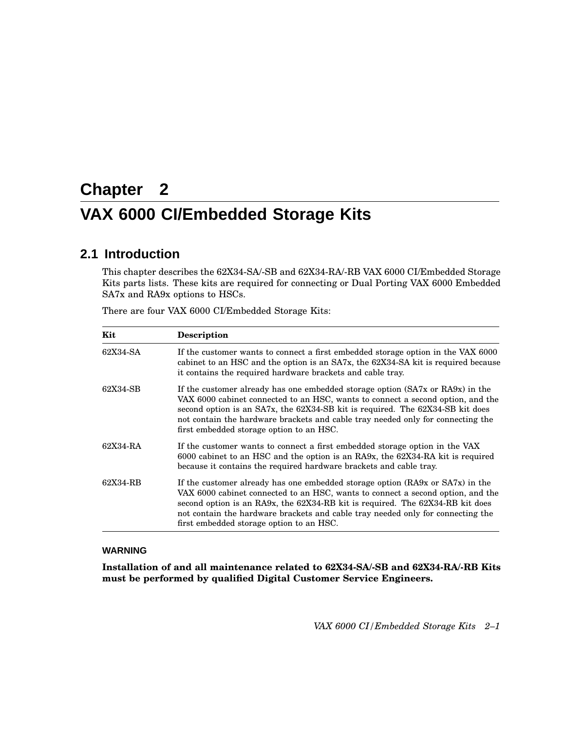# Chapter 2

# VAX 6000 CI/Embedded Storage Kits

## 2.1 Introduction

This chapter describes the 62X34-SA/-SB and 62X34-RA/-RB VAX 6000 CI/Embedded Storage Kits parts lists. These kits are required for connecting or Dual Porting VAX 6000 Embedded SA7x and RA9x options to HSCs.

There are four VAX 6000 CI/Embedded Storage Kits:

| Kit | Description |
|---|---|
| 62X34-SA | If the customer wants to connect a first embedded storage option in the VAX 6000 cabinet to an HSC and the option is an SA7x, the 62X34-SA kit is required because it contains the required hardware brackets and cable tray. |
| 62X34-SB | If the customer already has one embedded storage option (SA7x or RA9x) in the VAX 6000 cabinet connected to an HSC, wants to connect a second option, and the second option is an SA7x, the 62X34-SB kit is required. The 62X34-SB kit does not contain the hardware brackets and cable tray needed only for connecting the first embedded storage option to an HSC. |
| 62X34-RA | If the customer wants to connect a first embedded storage option in the VAX 6000 cabinet to an HSC and the option is an RA9x, the 62X34-RA kit is required because it contains the required hardware brackets and cable tray. |
| 62X34-RB | If the customer already has one embedded storage option (RA9x or SA7x) in the VAX 6000 cabinet connected to an HSC, wants to connect a second option, and the second option is an RA9x, the 62X34-RB kit is required. The 62X34-RB kit does not contain the hardware brackets and cable tray needed only for connecting the first embedded storage option to an HSC. |

**WARNING**

**Installation of and all maintenance related to 62X34-SA/-SB and 62X34-RA/-RB Kits must be performed by qualified Digital Customer Service Engineers.**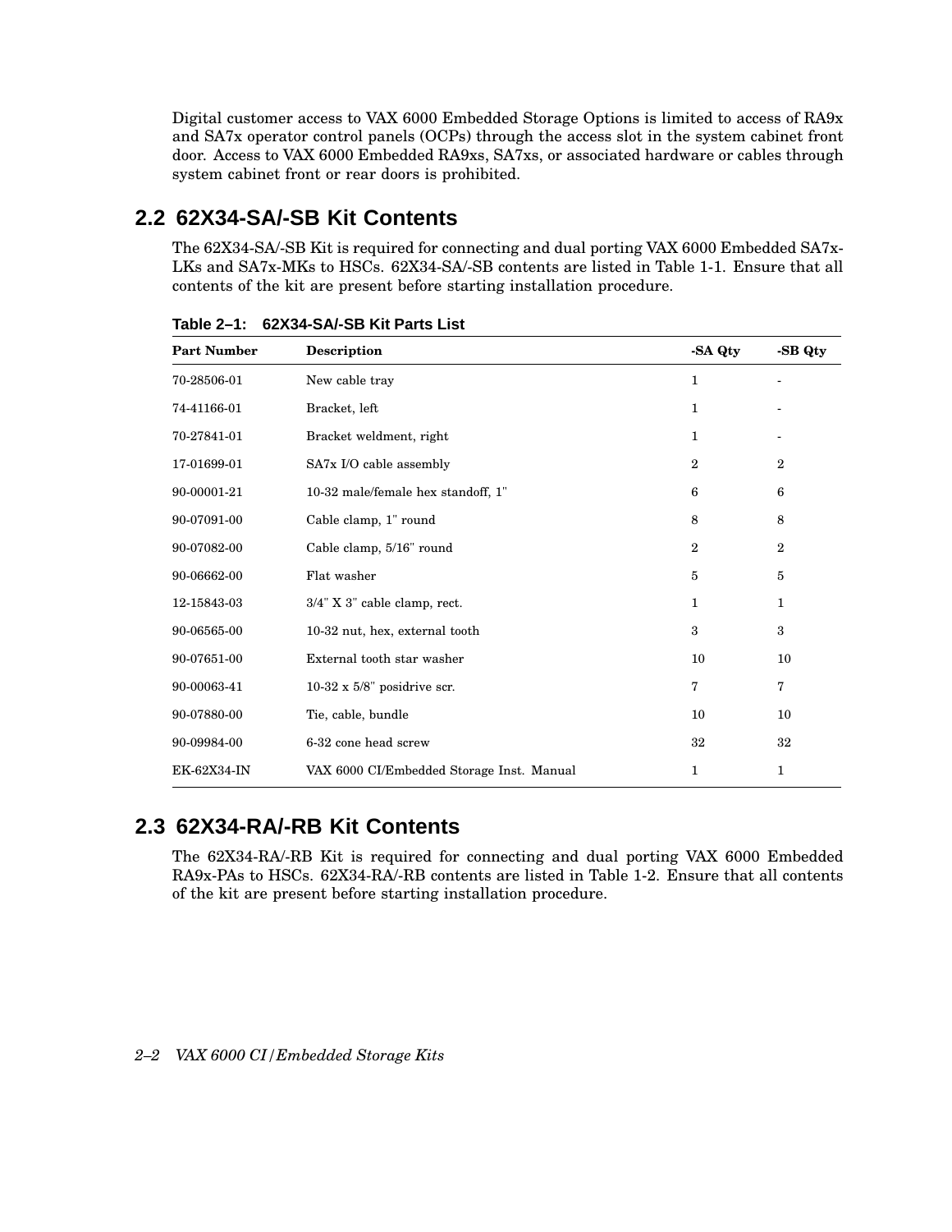Digital customer access to VAX 6000 Embedded Storage Options is limited to access of RA9x and SA7x operator control panels (OCPs) through the access slot in the system cabinet front door. Access to VAX 6000 Embedded RA9xs, SA7xs, or associated hardware or cables through system cabinet front or rear doors is prohibited.

## 2.2 62X34-SA/-SB Kit Contents

The 62X34-SA/-SB Kit is required for connecting and dual porting VAX 6000 Embedded SA7x-LKs and SA7x-MKs to HSCs. 62X34-SA/-SB contents are listed in Table 1-1. Ensure that all contents of the kit are present before starting installation procedure.

**Table 2–1: 62X34-SA/-SB Kit Parts List**

| Part Number | Description | -SA Qty | -SB Qty |
|---|---|---|---|
| 70-28506-01 | New cable tray | 1 | - |
| 74-41166-01 | Bracket, left | 1 | - |
| 70-27841-01 | Bracket weldment, right | 1 | - |
| 17-01699-01 | SA7x I/O cable assembly | 2 | 2 |
| 90-00001-21 | 10-32 male/female hex standoff, 1" | 6 | 6 |
| 90-07091-00 | Cable clamp, 1" round | 8 | 8 |
| 90-07082-00 | Cable clamp, 5/16" round | 2 | 2 |
| 90-06662-00 | Flat washer | 5 | 5 |
| 12-15843-03 | 3/4" X 3" cable clamp, rect. | 1 | 1 |
| 90-06565-00 | 10-32 nut, hex, external tooth | 3 | 3 |
| 90-07651-00 | External tooth star washer | 10 | 10 |
| 90-00063-41 | 10-32 x 5/8" posidrive scr. | 7 | 7 |
| 90-07880-00 | Tie, cable, bundle | 10 | 10 |
| 90-09984-00 | 6-32 cone head screw | 32 | 32 |
| EK-62X34-IN | VAX 6000 CI/Embedded Storage Inst. Manual | 1 | 1 |

## 2.3 62X34-RA/-RB Kit Contents

The 62X34-RA/-RB Kit is required for connecting and dual porting VAX 6000 Embedded RA9x-PAs to HSCs. 62X34-RA/-RB contents are listed in Table 1-2. Ensure that all contents of the kit are present before starting installation procedure.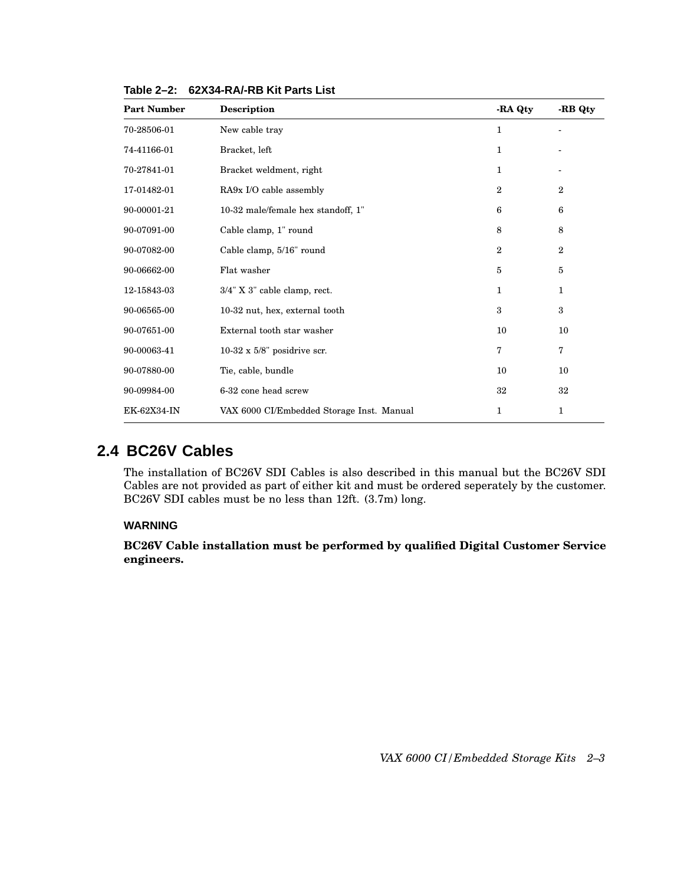**Table 2–2: 62X34-RA/-RB Kit Parts List**

| Part Number | Description | -RA Qty | -RB Qty |
|---|---|---|---|
| 70-28506-01 | New cable tray | 1 | - |
| 74-41166-01 | Bracket, left | 1 | - |
| 70-27841-01 | Bracket weldment, right | 1 | - |
| 17-01482-01 | RA9x I/O cable assembly | 2 | 2 |
| 90-00001-21 | 10-32 male/female hex standoff, 1" | 6 | 6 |
| 90-07091-00 | Cable clamp, 1" round | 8 | 8 |
| 90-07082-00 | Cable clamp, 5/16" round | 2 | 2 |
| 90-06662-00 | Flat washer | 5 | 5 |
| 12-15843-03 | 3/4" X 3" cable clamp, rect. | 1 | 1 |
| 90-06565-00 | 10-32 nut, hex, external tooth | 3 | 3 |
| 90-07651-00 | External tooth star washer | 10 | 10 |
| 90-00063-41 | 10-32 x 5/8" posidrive scr. | 7 | 7 |
| 90-07880-00 | Tie, cable, bundle | 10 | 10 |
| 90-09984-00 | 6-32 cone head screw | 32 | 32 |
| EK-62X34-IN | VAX 6000 CI/Embedded Storage Inst. Manual | 1 | 1 |

## 2.4 BC26V Cables

The installation of BC26V SDI Cables is also described in this manual but the BC26V SDI Cables are not provided as part of either kit and must be ordered seperately by the customer. BC26V SDI cables must be no less than 12ft. (3.7m) long.

**WARNING**

**BC26V Cable installation must be performed by qualified Digital Customer Service engineers.**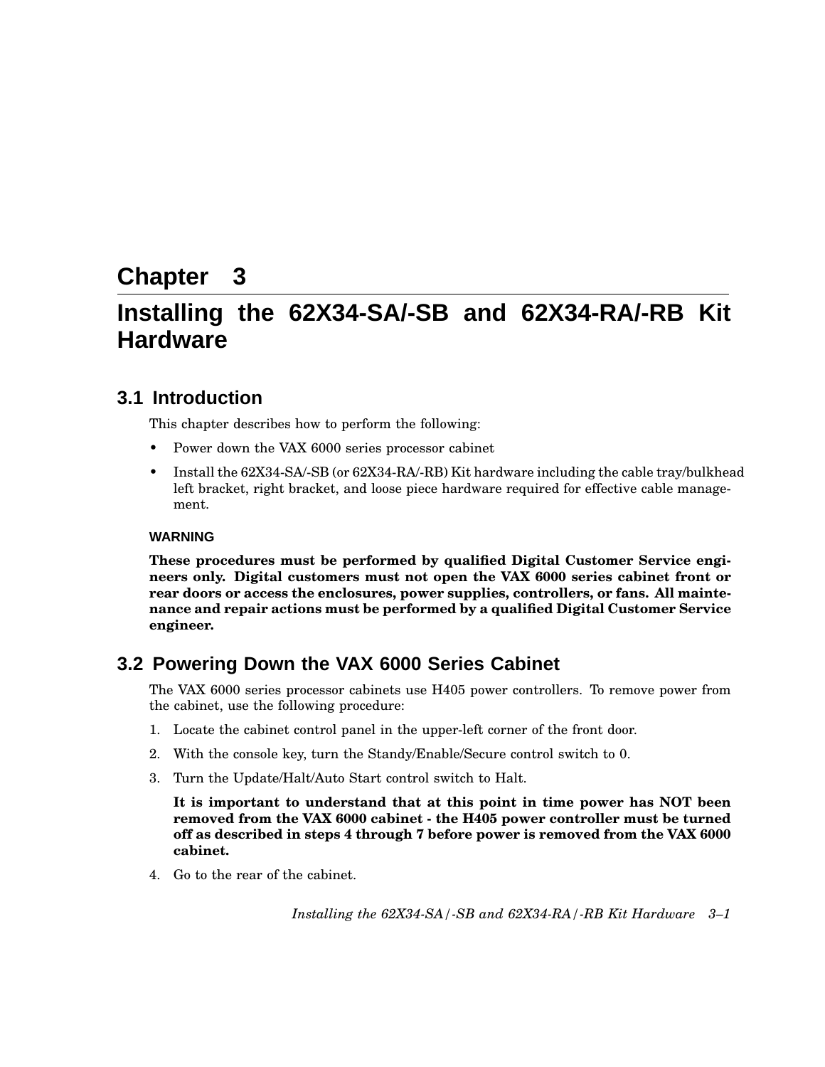# Chapter 3

# Installing the 62X34-SA/-SB and 62X34-RA/-RB Kit Hardware

## 3.1 Introduction

This chapter describes how to perform the following:

- Power down the VAX 6000 series processor cabinet
- Install the 62X34-SA/-SB (or 62X34-RA/-RB) Kit hardware including the cable tray/bulkhead left bracket, right bracket, and loose piece hardware required for effective cable management.

#### WARNING

**These procedures must be performed by qualified Digital Customer Service engineers only. Digital customers must not open the VAX 6000 series cabinet front or rear doors or access the enclosures, power supplies, controllers, or fans. All maintenance and repair actions must be performed by a qualified Digital Customer Service engineer.**

## 3.2 Powering Down the VAX 6000 Series Cabinet

The VAX 6000 series processor cabinets use H405 power controllers. To remove power from the cabinet, use the following procedure:

1. Locate the cabinet control panel in the upper-left corner of the front door.
2. With the console key, turn the Standy/Enable/Secure control switch to 0.
3. Turn the Update/Halt/Auto Start control switch to Halt.

   **It is important to understand that at this point in time power has NOT been removed from the VAX 6000 cabinet - the H405 power controller must be turned off as described in steps 4 through 7 before power is removed from the VAX 6000 cabinet.**

4. Go to the rear of the cabinet.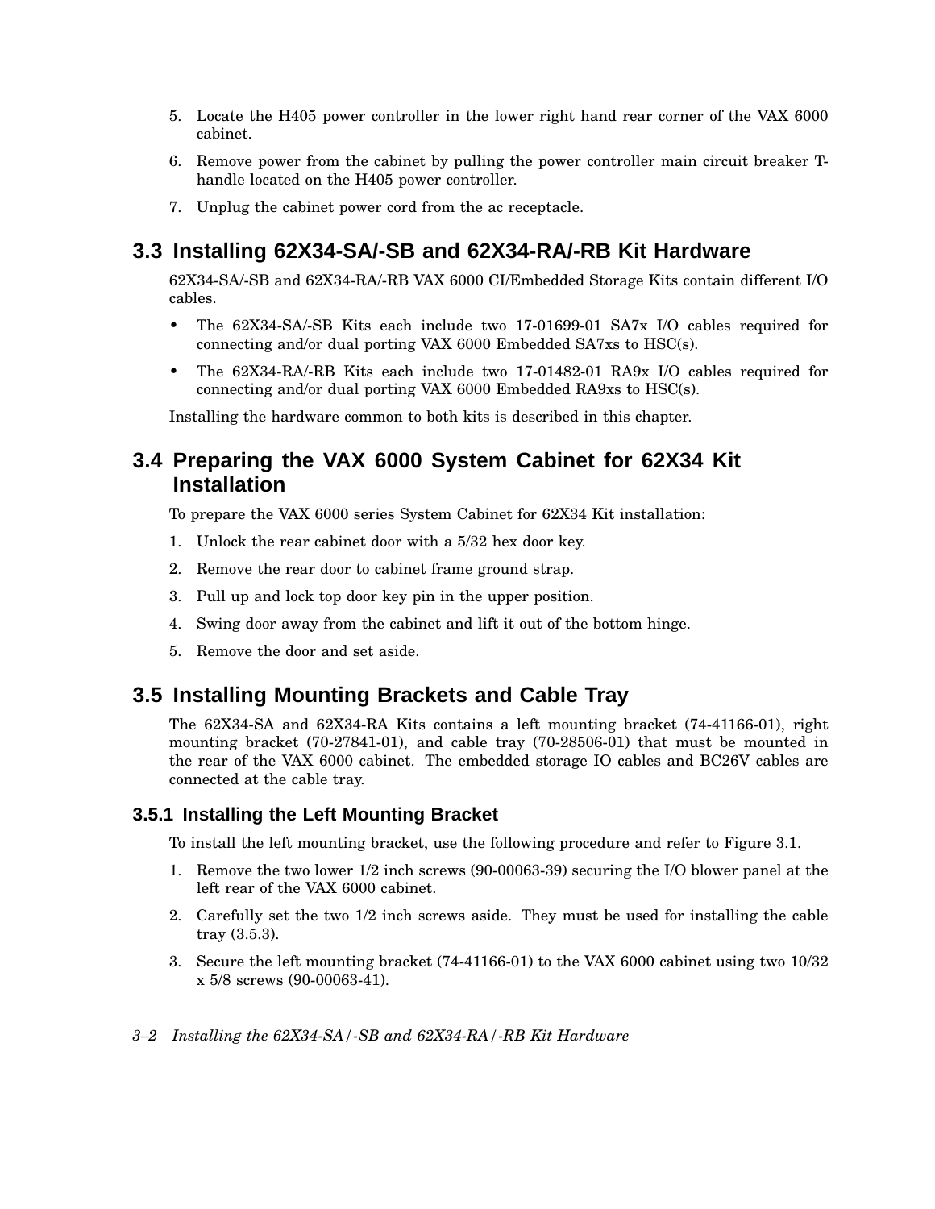5. Locate the H405 power controller in the lower right hand rear corner of the VAX 6000 cabinet.
6. Remove power from the cabinet by pulling the power controller main circuit breaker T-handle located on the H405 power controller.
7. Unplug the cabinet power cord from the ac receptacle.

## 3.3 Installing 62X34-SA/-SB and 62X34-RA/-RB Kit Hardware

62X34-SA/-SB and 62X34-RA/-RB VAX 6000 CI/Embedded Storage Kits contain different I/O cables.

- The 62X34-SA/-SB Kits each include two 17-01699-01 SA7x I/O cables required for connecting and/or dual porting VAX 6000 Embedded SA7xs to HSC(s).
- The 62X34-RA/-RB Kits each include two 17-01482-01 RA9x I/O cables required for connecting and/or dual porting VAX 6000 Embedded RA9xs to HSC(s).

Installing the hardware common to both kits is described in this chapter.

## 3.4 Preparing the VAX 6000 System Cabinet for 62X34 Kit Installation

To prepare the VAX 6000 series System Cabinet for 62X34 Kit installation:

1. Unlock the rear cabinet door with a 5/32 hex door key.
2. Remove the rear door to cabinet frame ground strap.
3. Pull up and lock top door key pin in the upper position.
4. Swing door away from the cabinet and lift it out of the bottom hinge.
5. Remove the door and set aside.

## 3.5 Installing Mounting Brackets and Cable Tray

The 62X34-SA and 62X34-RA Kits contains a left mounting bracket (74-41166-01), right mounting bracket (70-27841-01), and cable tray (70-28506-01) that must be mounted in the rear of the VAX 6000 cabinet. The embedded storage IO cables and BC26V cables are connected at the cable tray.

### 3.5.1 Installing the Left Mounting Bracket

To install the left mounting bracket, use the following procedure and refer to Figure 3.1.

1. Remove the two lower 1/2 inch screws (90-00063-39) securing the I/O blower panel at the left rear of the VAX 6000 cabinet.
2. Carefully set the two 1/2 inch screws aside. They must be used for installing the cable tray (3.5.3).
3. Secure the left mounting bracket (74-41166-01) to the VAX 6000 cabinet using two 10/32 x 5/8 screws (90-00063-41).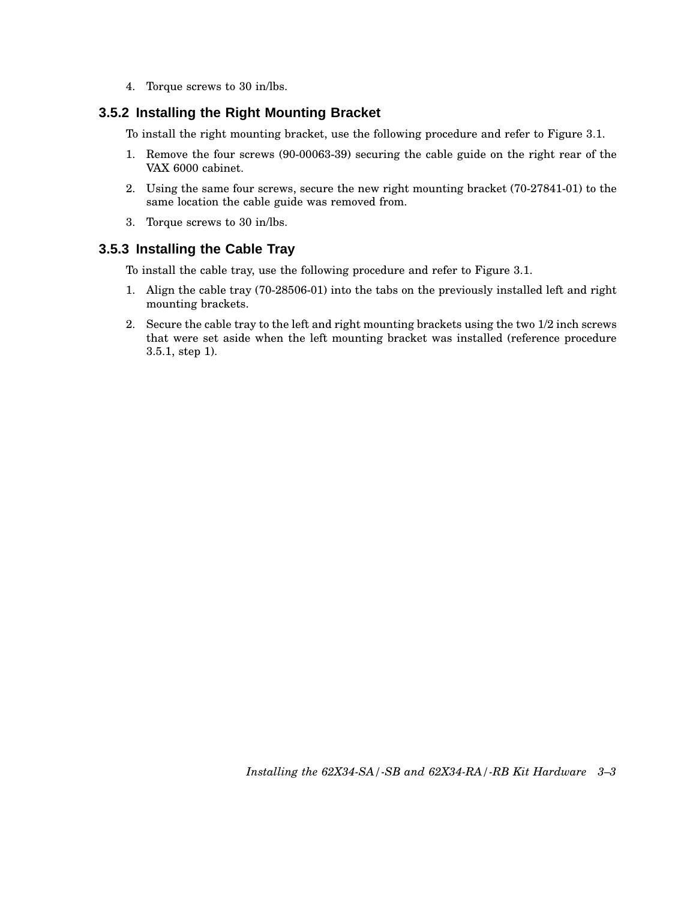4. Torque screws to 30 in/lbs.

### 3.5.2 Installing the Right Mounting Bracket

To install the right mounting bracket, use the following procedure and refer to Figure 3.1.

1. Remove the four screws (90-00063-39) securing the cable guide on the right rear of the VAX 6000 cabinet.
2. Using the same four screws, secure the new right mounting bracket (70-27841-01) to the same location the cable guide was removed from.
3. Torque screws to 30 in/lbs.

### 3.5.3 Installing the Cable Tray

To install the cable tray, use the following procedure and refer to Figure 3.1.

1. Align the cable tray (70-28506-01) into the tabs on the previously installed left and right mounting brackets.
2. Secure the cable tray to the left and right mounting brackets using the two 1/2 inch screws that were set aside when the left mounting bracket was installed (reference procedure 3.5.1, step 1).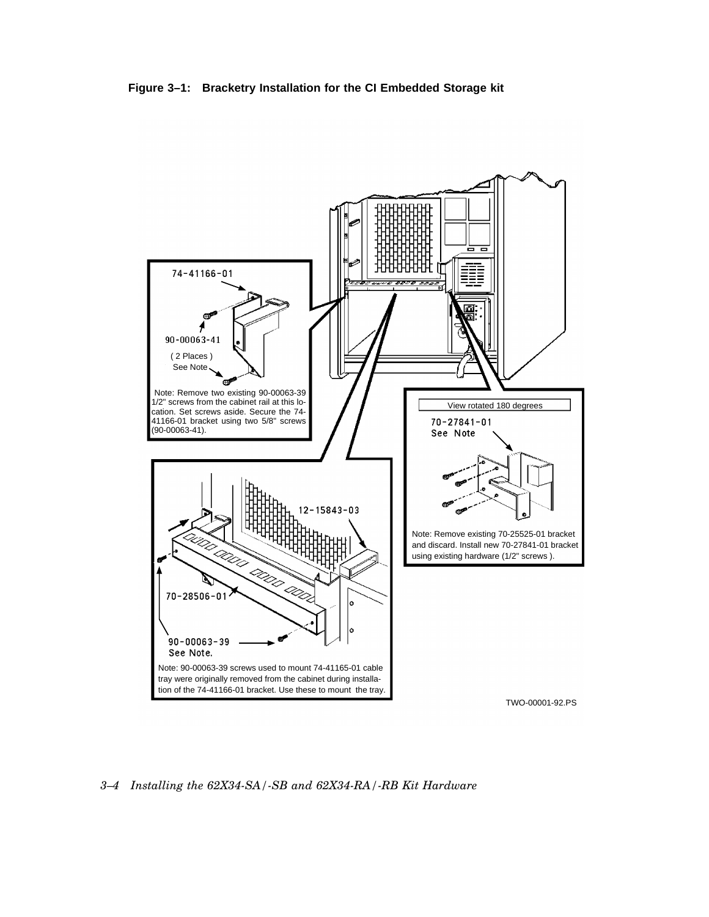**Figure 3–1: Bracketry Installation for the CI Embedded Storage kit**

74-41166-01

90-00063-41

( 2 Places )
See Note

Note: Remove two existing 90-00063-39 1/2" screws from the cabinet rail at this location. Set screws aside. Secure the 74-41166-01 bracket using two 5/8" screws (90-00063-41).

View rotated 180 degrees

70-27841-01
See Note

Note: Remove existing 70-25525-01 bracket and discard. Install new 70-27841-01 bracket using existing hardware (1/2" screws ).

12-15843-03

70-28506-01

90-00063-39
See Note.

Note: 90-00063-39 screws used to mount 74-41165-01 cable tray were originally removed from the cabinet during installation of the 74-41166-01 bracket. Use these to mount the tray.

TWO-00001-92.PS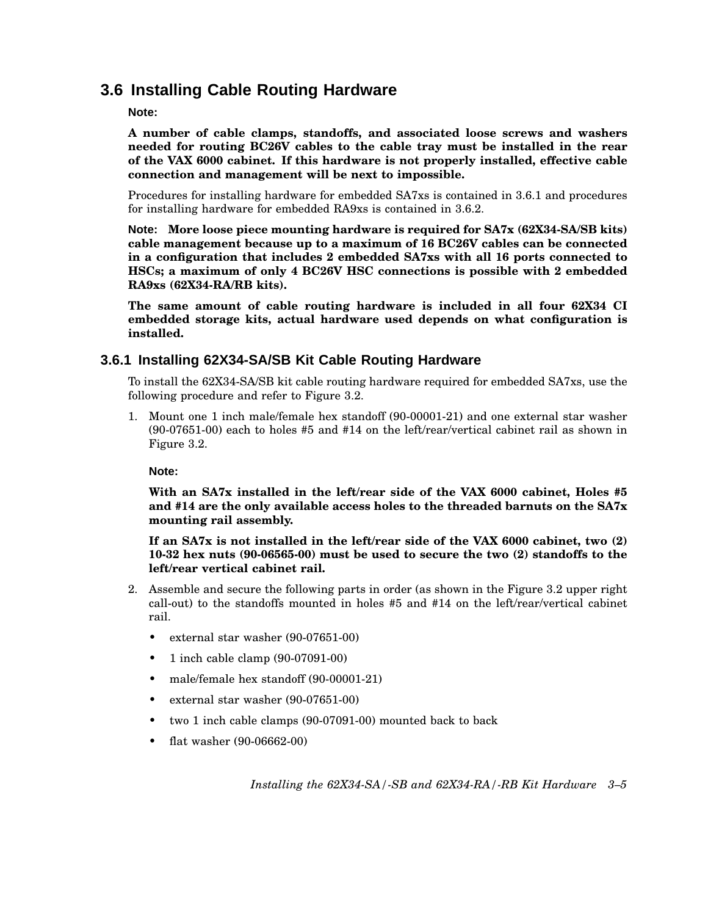## 3.6 Installing Cable Routing Hardware

**Note:**

**A number of cable clamps, standoffs, and associated loose screws and washers needed for routing BC26V cables to the cable tray must be installed in the rear of the VAX 6000 cabinet. If this hardware is not properly installed, effective cable connection and management will be next to impossible.**

Procedures for installing hardware for embedded SA7xs is contained in 3.6.1 and procedures for installing hardware for embedded RA9xs is contained in 3.6.2.

**Note: More loose piece mounting hardware is required for SA7x (62X34-SA/SB kits) cable management because up to a maximum of 16 BC26V cables can be connected in a configuration that includes 2 embedded SA7xs with all 16 ports connected to HSCs; a maximum of only 4 BC26V HSC connections is possible with 2 embedded RA9xs (62X34-RA/RB kits).**

**The same amount of cable routing hardware is included in all four 62X34 CI embedded storage kits, actual hardware used depends on what configuration is installed.**

### 3.6.1 Installing 62X34-SA/SB Kit Cable Routing Hardware

To install the 62X34-SA/SB kit cable routing hardware required for embedded SA7xs, use the following procedure and refer to Figure 3.2.

1. Mount one 1 inch male/female hex standoff (90-00001-21) and one external star washer (90-07651-00) each to holes #5 and #14 on the left/rear/vertical cabinet rail as shown in Figure 3.2.

   **Note:**

   **With an SA7x installed in the left/rear side of the VAX 6000 cabinet, Holes #5 and #14 are the only available access holes to the threaded barnuts on the SA7x mounting rail assembly.**

   **If an SA7x is not installed in the left/rear side of the VAX 6000 cabinet, two (2) 10-32 hex nuts (90-06565-00) must be used to secure the two (2) standoffs to the left/rear vertical cabinet rail.**

2. Assemble and secure the following parts in order (as shown in the Figure 3.2 upper right call-out) to the standoffs mounted in holes #5 and #14 on the left/rear/vertical cabinet rail.

   - external star washer (90-07651-00)
   - 1 inch cable clamp (90-07091-00)
   - male/female hex standoff (90-00001-21)
   - external star washer (90-07651-00)
   - two 1 inch cable clamps (90-07091-00) mounted back to back
   - flat washer (90-06662-00)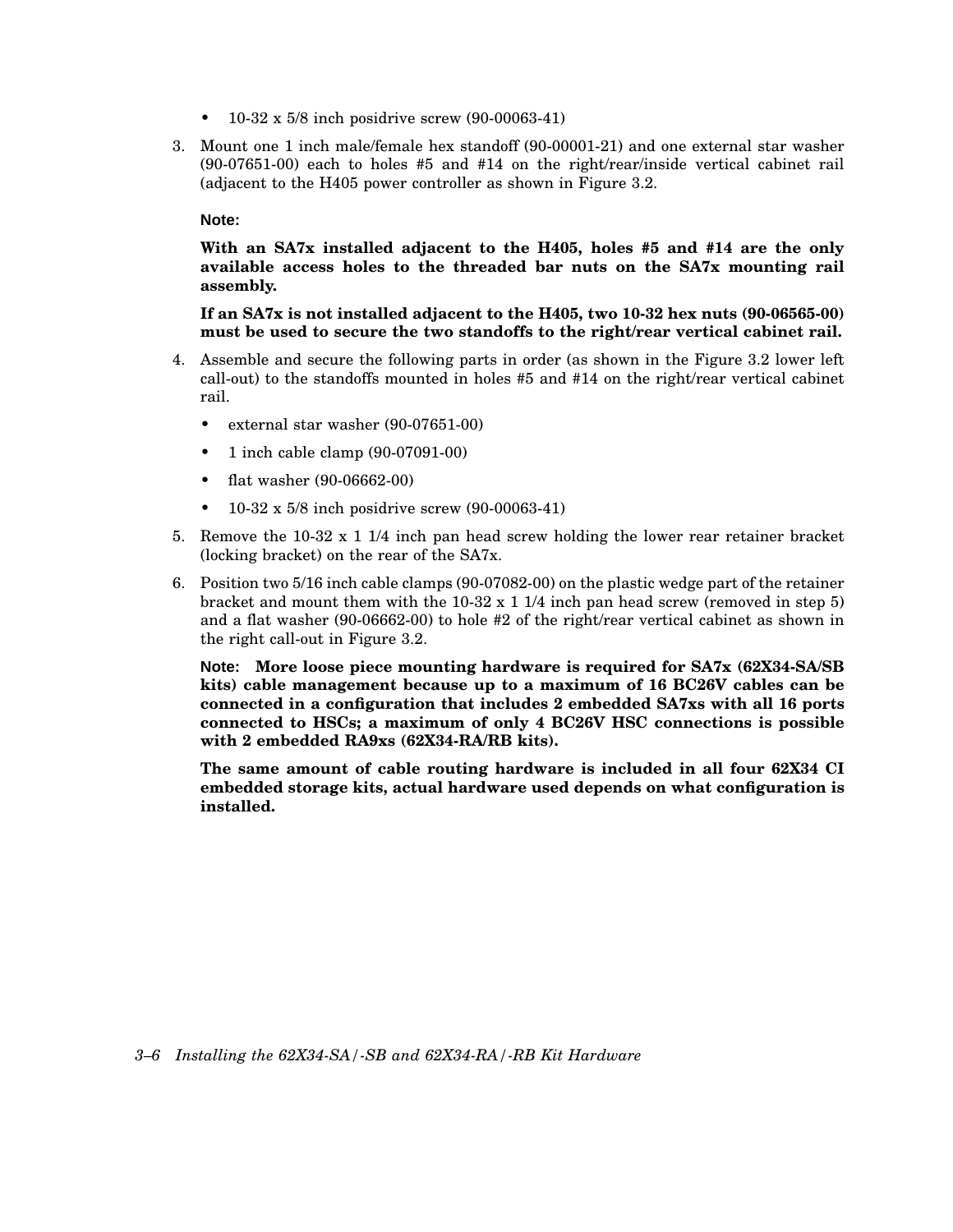- 10-32 x 5/8 inch posidrive screw (90-00063-41)

3. Mount one 1 inch male/female hex standoff (90-00001-21) and one external star washer (90-07651-00) each to holes #5 and #14 on the right/rear/inside vertical cabinet rail (adjacent to the H405 power controller as shown in Figure 3.2.

   **Note:**

   **With an SA7x installed adjacent to the H405, holes #5 and #14 are the only available access holes to the threaded bar nuts on the SA7x mounting rail assembly.**

   **If an SA7x is not installed adjacent to the H405, two 10-32 hex nuts (90-06565-00) must be used to secure the two standoffs to the right/rear vertical cabinet rail.**

4. Assemble and secure the following parts in order (as shown in the Figure 3.2 lower left call-out) to the standoffs mounted in holes #5 and #14 on the right/rear vertical cabinet rail.

   - external star washer (90-07651-00)
   - 1 inch cable clamp (90-07091-00)
   - flat washer (90-06662-00)
   - 10-32 x 5/8 inch posidrive screw (90-00063-41)

5. Remove the 10-32 x 1 1/4 inch pan head screw holding the lower rear retainer bracket (locking bracket) on the rear of the SA7x.

6. Position two 5/16 inch cable clamps (90-07082-00) on the plastic wedge part of the retainer bracket and mount them with the 10-32 x 1 1/4 inch pan head screw (removed in step 5) and a flat washer (90-06662-00) to hole #2 of the right/rear vertical cabinet as shown in the right call-out in Figure 3.2.

   **Note: More loose piece mounting hardware is required for SA7x (62X34-SA/SB kits) cable management because up to a maximum of 16 BC26V cables can be connected in a configuration that includes 2 embedded SA7xs with all 16 ports connected to HSCs; a maximum of only 4 BC26V HSC connections is possible with 2 embedded RA9xs (62X34-RA/RB kits).**

   **The same amount of cable routing hardware is included in all four 62X34 CI embedded storage kits, actual hardware used depends on what configuration is installed.**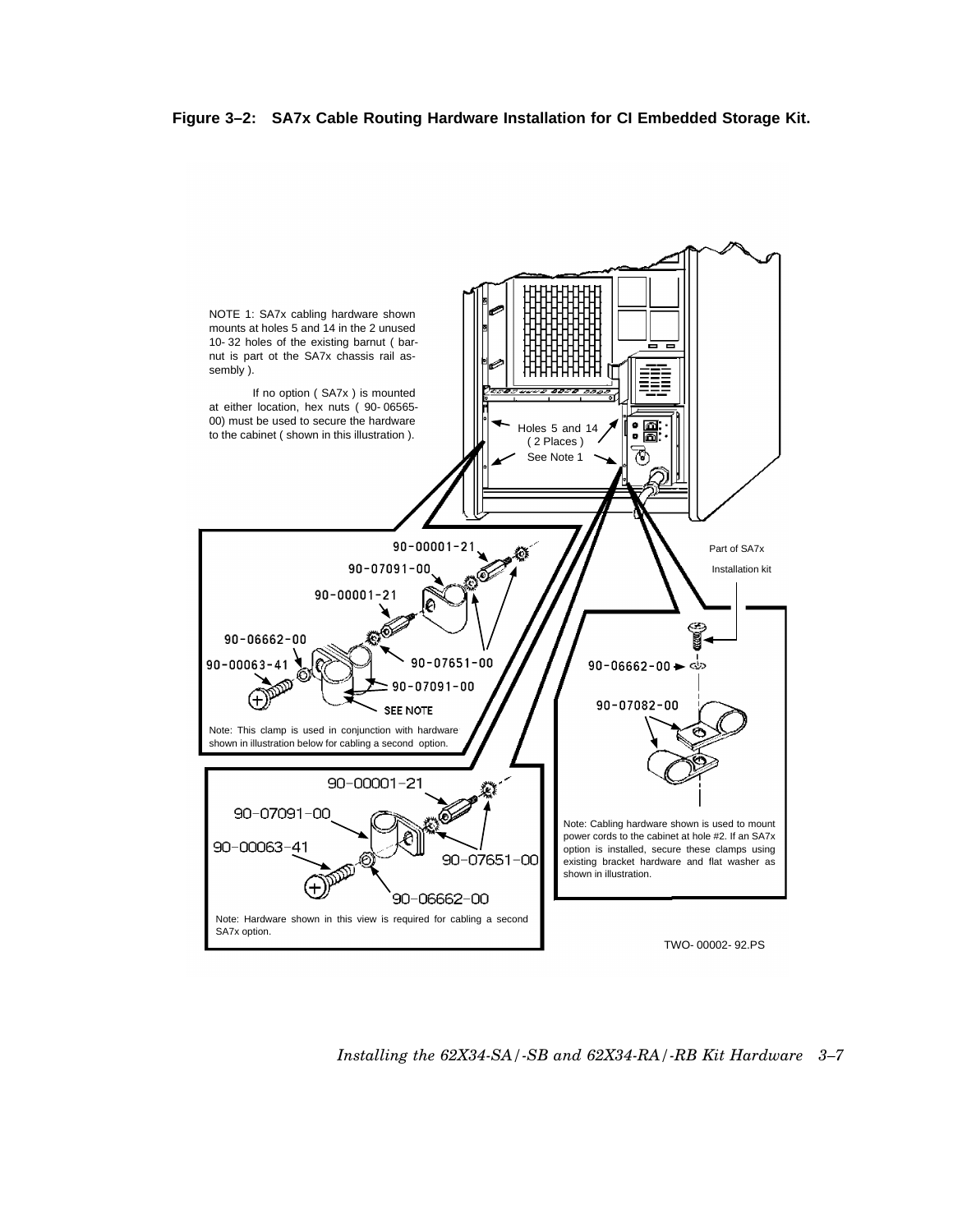**Figure 3–2: SA7x Cable Routing Hardware Installation for CI Embedded Storage Kit.**

NOTE 1: SA7x cabling hardware shown mounts at holes 5 and 14 in the 2 unused 10- 32 holes of the existing barnut ( bar-nut is part ot the SA7x chassis rail assembly ).

If no option ( SA7x ) is mounted at either location, hex nuts ( 90- 06565-00) must be used to secure the hardware to the cabinet ( shown in this illustration ).

Holes 5 and 14 ( 2 Places ) See Note 1

Part of SA7x Installation kit

90-00001-21
90-07091-00
90-00001-21
90-06662-00
90-00063-41
90-07651-00
90-07091-00
SEE NOTE

Note: This clamp is used in conjunction with hardware shown in illustration below for cabling a second option.

90-06662-00
90-07082-00

Note: Cabling hardware shown is used to mount power cords to the cabinet at hole #2. If an SA7x option is installed, secure these clamps using existing bracket hardware and flat washer as shown in illustration.

90-00001-21
90-07091-00
90-00063-41
90-07651-00
90-06662-00

Note: Hardware shown in this view is required for cabling a second SA7x option.

TWO- 00002- 92.PS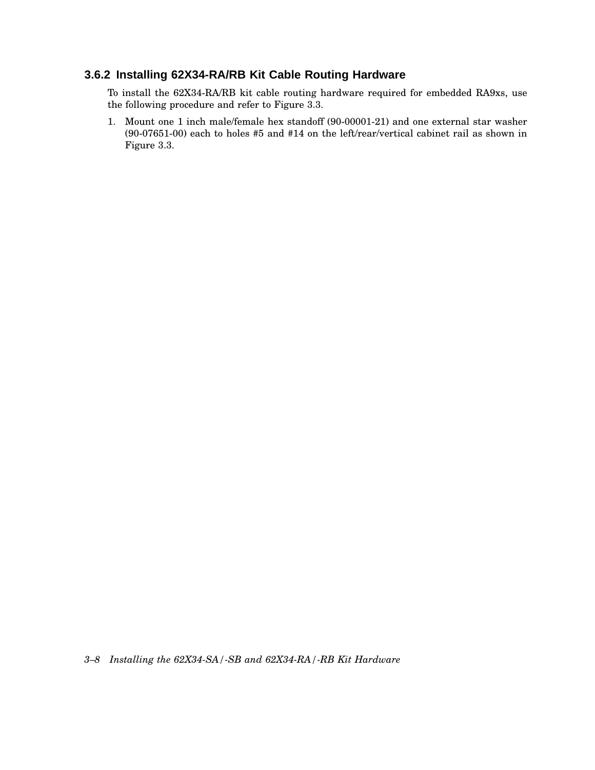### 3.6.2 Installing 62X34-RA/RB Kit Cable Routing Hardware

To install the 62X34-RA/RB kit cable routing hardware required for embedded RA9xs, use the following procedure and refer to Figure 3.3.

1. Mount one 1 inch male/female hex standoff (90-00001-21) and one external star washer (90-07651-00) each to holes #5 and #14 on the left/rear/vertical cabinet rail as shown in Figure 3.3.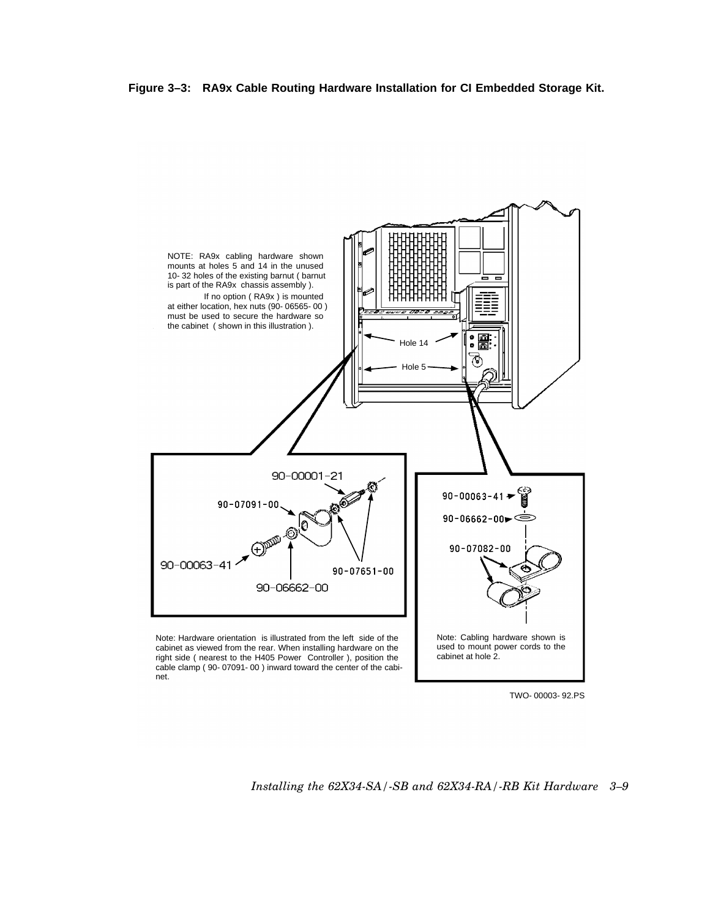**Figure 3–3: RA9x Cable Routing Hardware Installation for CI Embedded Storage Kit.**

NOTE: RA9x cabling hardware shown mounts at holes 5 and 14 in the unused 10- 32 holes of the existing barnut ( barnut is part of the RA9x chassis assembly ).

If no option ( RA9x ) is mounted at either location, hex nuts (90- 06565- 00 ) must be used to secure the hardware so the cabinet ( shown in this illustration ).

Hole 14

Hole 5

90-00001-21

90-07091-00

90-00063-41

90-07651-00

90-06662-00

90-00063-41

90-06662-00

90-07082-00

Note: Hardware orientation is illustrated from the left side of the cabinet as viewed from the rear. When installing hardware on the right side ( nearest to the H405 Power Controller ), position the cable clamp ( 90- 07091- 00 ) inward toward the center of the cabinet.

Note: Cabling hardware shown is used to mount power cords to the cabinet at hole 2.

TWO- 00003- 92.PS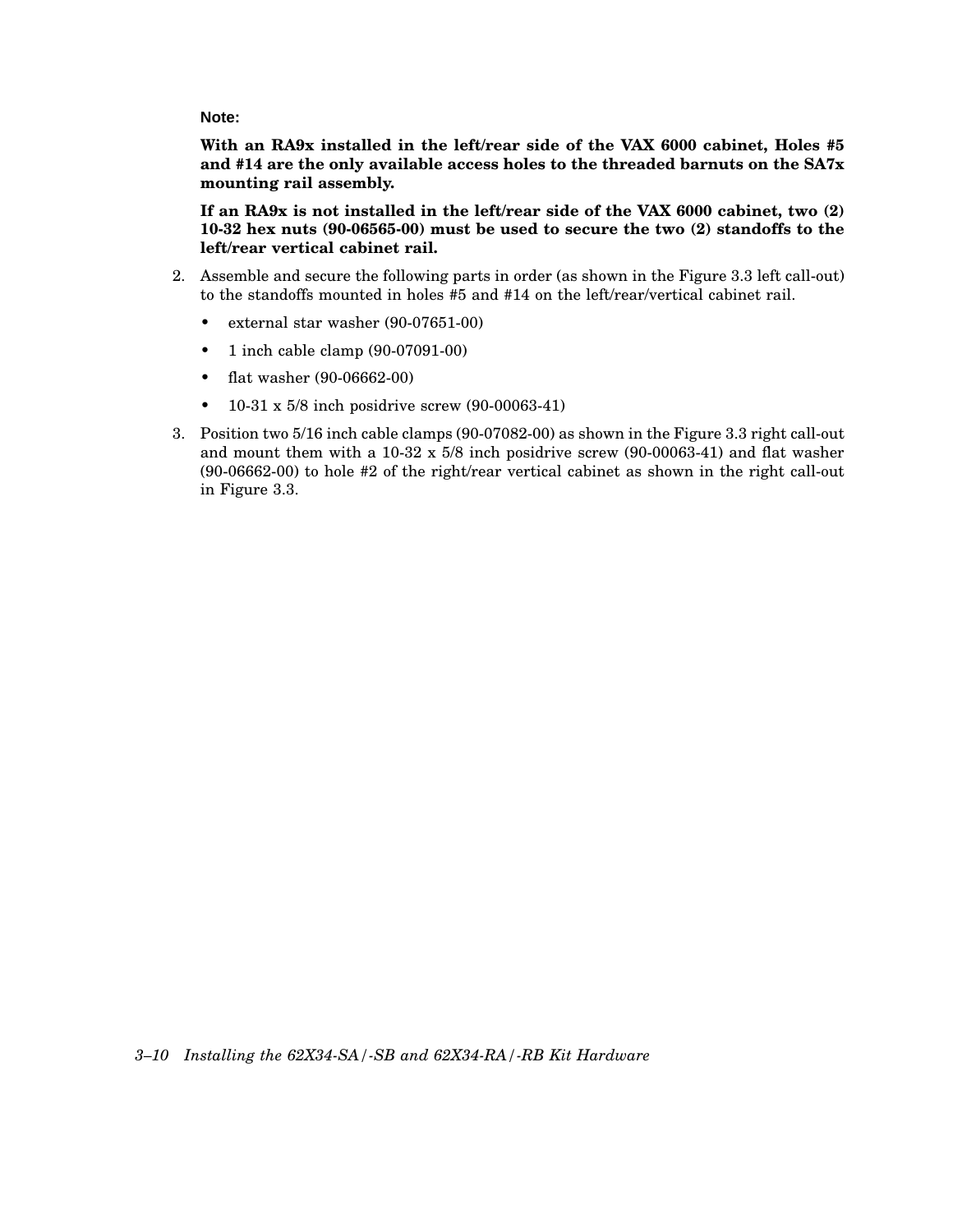**Note:**

**With an RA9x installed in the left/rear side of the VAX 6000 cabinet, Holes #5 and #14 are the only available access holes to the threaded barnuts on the SA7x mounting rail assembly.**

**If an RA9x is not installed in the left/rear side of the VAX 6000 cabinet, two (2) 10-32 hex nuts (90-06565-00) must be used to secure the two (2) standoffs to the left/rear vertical cabinet rail.**

2. Assemble and secure the following parts in order (as shown in the Figure 3.3 left call-out) to the standoffs mounted in holes #5 and #14 on the left/rear/vertical cabinet rail.
   - external star washer (90-07651-00)
   - 1 inch cable clamp (90-07091-00)
   - flat washer (90-06662-00)
   - 10-31 x 5/8 inch posidrive screw (90-00063-41)
3. Position two 5/16 inch cable clamps (90-07082-00) as shown in the Figure 3.3 right call-out and mount them with a 10-32 x 5/8 inch posidrive screw (90-00063-41) and flat washer (90-06662-00) to hole #2 of the right/rear vertical cabinet as shown in the right call-out in Figure 3.3.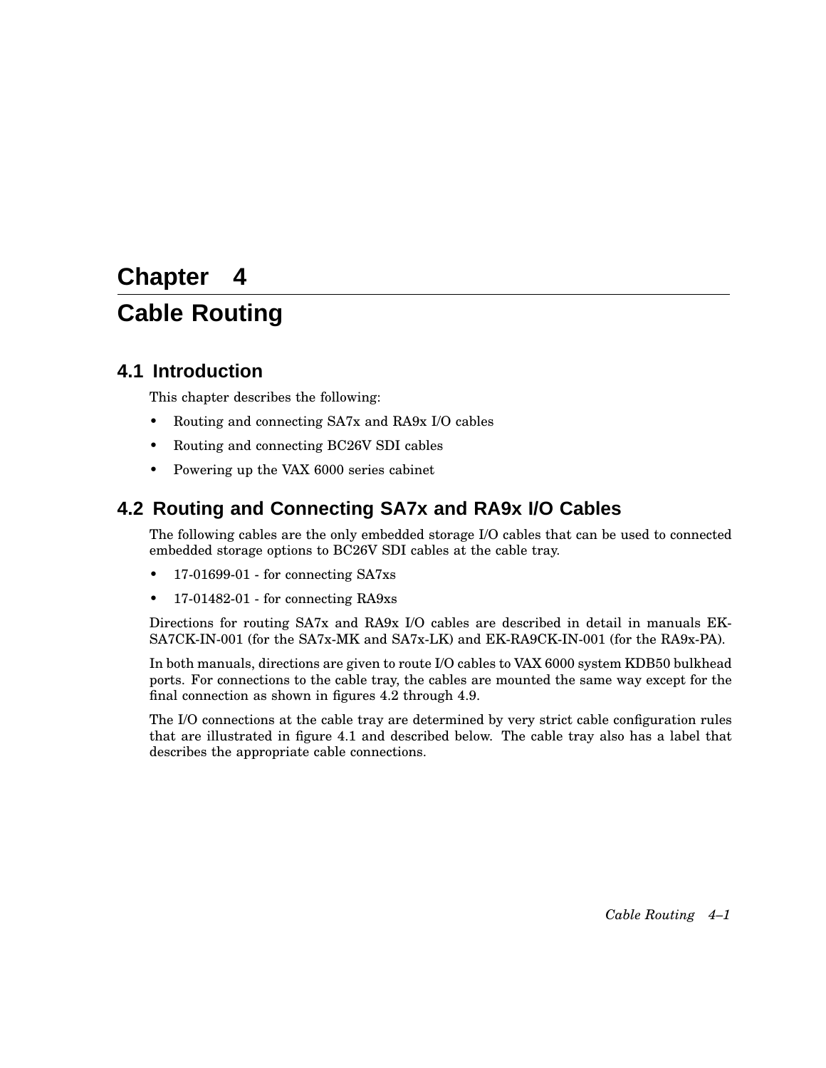# Chapter 4

# Cable Routing

## 4.1 Introduction

This chapter describes the following:

- Routing and connecting SA7x and RA9x I/O cables
- Routing and connecting BC26V SDI cables
- Powering up the VAX 6000 series cabinet

## 4.2 Routing and Connecting SA7x and RA9x I/O Cables

The following cables are the only embedded storage I/O cables that can be used to connected embedded storage options to BC26V SDI cables at the cable tray.

- 17-01699-01 - for connecting SA7xs
- 17-01482-01 - for connecting RA9xs

Directions for routing SA7x and RA9x I/O cables are described in detail in manuals EK-SA7CK-IN-001 (for the SA7x-MK and SA7x-LK) and EK-RA9CK-IN-001 (for the RA9x-PA).

In both manuals, directions are given to route I/O cables to VAX 6000 system KDB50 bulkhead ports. For connections to the cable tray, the cables are mounted the same way except for the final connection as shown in figures 4.2 through 4.9.

The I/O connections at the cable tray are determined by very strict cable configuration rules that are illustrated in figure 4.1 and described below. The cable tray also has a label that describes the appropriate cable connections.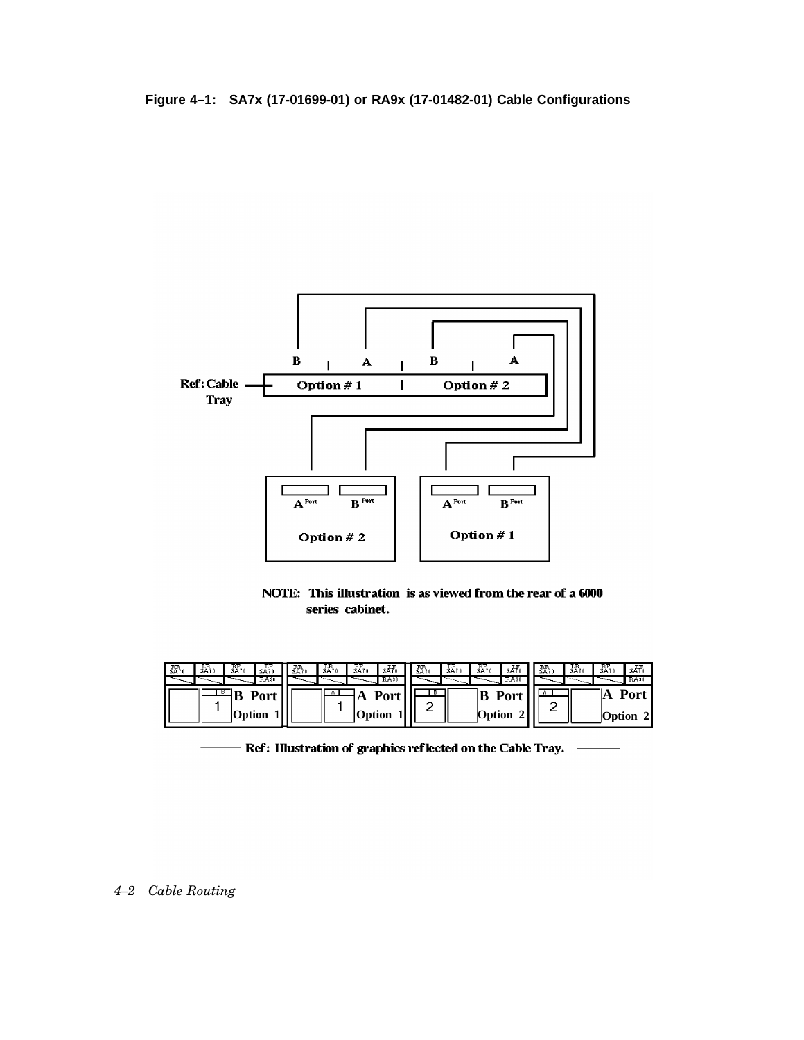**Figure 4–1: SA7x (17-01699-01) or RA9x (17-01482-01) Cable Configurations**

Ref: Cable Tray

B | A | B | A

Option # 1 | Option # 2

A Port B Port — Option # 2

A Port B Port — Option # 1

NOTE: This illustration is as viewed from the rear of a 6000 series cabinet.

B Port Option 1 | A Port Option 1 | B Port Option 2 | A Port Option 2

Ref: Illustration of graphics reflected on the Cable Tray.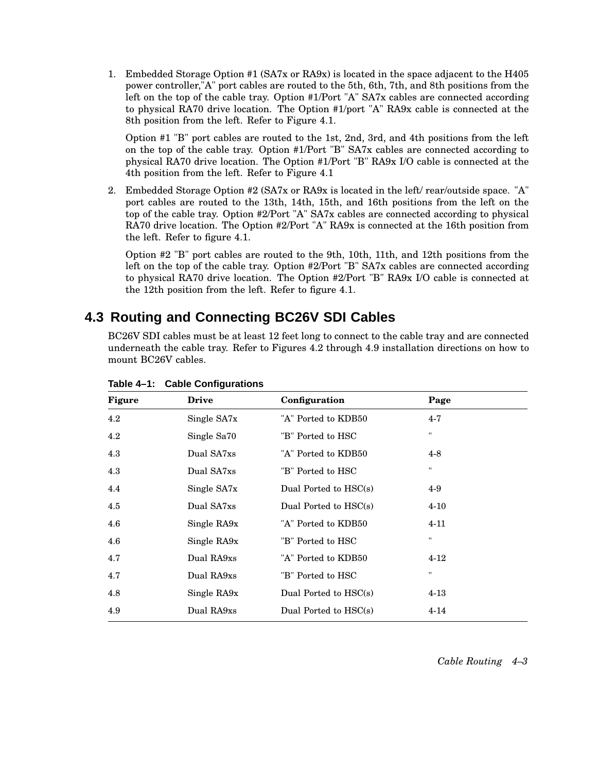1. Embedded Storage Option #1 (SA7x or RA9x) is located in the space adjacent to the H405 power controller,"A" port cables are routed to the 5th, 6th, 7th, and 8th positions from the left on the top of the cable tray. Option #1/Port "A" SA7x cables are connected according to physical RA70 drive location. The Option #1/port "A" RA9x cable is connected at the 8th position from the left. Refer to Figure 4.1.

   Option #1 "B" port cables are routed to the 1st, 2nd, 3rd, and 4th positions from the left on the top of the cable tray. Option #1/Port "B" SA7x cables are connected according to physical RA70 drive location. The Option #1/Port "B" RA9x I/O cable is connected at the 4th position from the left. Refer to Figure 4.1

2. Embedded Storage Option #2 (SA7x or RA9x is located in the left/ rear/outside space. "A" port cables are routed to the 13th, 14th, 15th, and 16th positions from the left on the top of the cable tray. Option #2/Port "A" SA7x cables are connected according to physical RA70 drive location. The Option #2/Port "A" RA9x is connected at the 16th position from the left. Refer to figure 4.1.

   Option #2 "B" port cables are routed to the 9th, 10th, 11th, and 12th positions from the left on the top of the cable tray. Option #2/Port "B" SA7x cables are connected according to physical RA70 drive location. The Option #2/Port "B" RA9x I/O cable is connected at the 12th position from the left. Refer to figure 4.1.

## 4.3 Routing and Connecting BC26V SDI Cables

BC26V SDI cables must be at least 12 feet long to connect to the cable tray and are connected underneath the cable tray. Refer to Figures 4.2 through 4.9 installation directions on how to mount BC26V cables.

**Table 4–1: Cable Configurations**

| Figure | Drive | Configuration | Page |
|---|---|---|---|
| 4.2 | Single SA7x | "A" Ported to KDB50 | 4-7 |
| 4.2 | Single Sa70 | "B" Ported to HSC | " |
| 4.3 | Dual SA7xs | "A" Ported to KDB50 | 4-8 |
| 4.3 | Dual SA7xs | "B" Ported to HSC | " |
| 4.4 | Single SA7x | Dual Ported to HSC(s) | 4-9 |
| 4.5 | Dual SA7xs | Dual Ported to HSC(s) | 4-10 |
| 4.6 | Single RA9x | "A" Ported to KDB50 | 4-11 |
| 4.6 | Single RA9x | "B" Ported to HSC | " |
| 4.7 | Dual RA9xs | "A" Ported to KDB50 | 4-12 |
| 4.7 | Dual RA9xs | "B" Ported to HSC | " |
| 4.8 | Single RA9x | Dual Ported to HSC(s) | 4-13 |
| 4.9 | Dual RA9xs | Dual Ported to HSC(s) | 4-14 |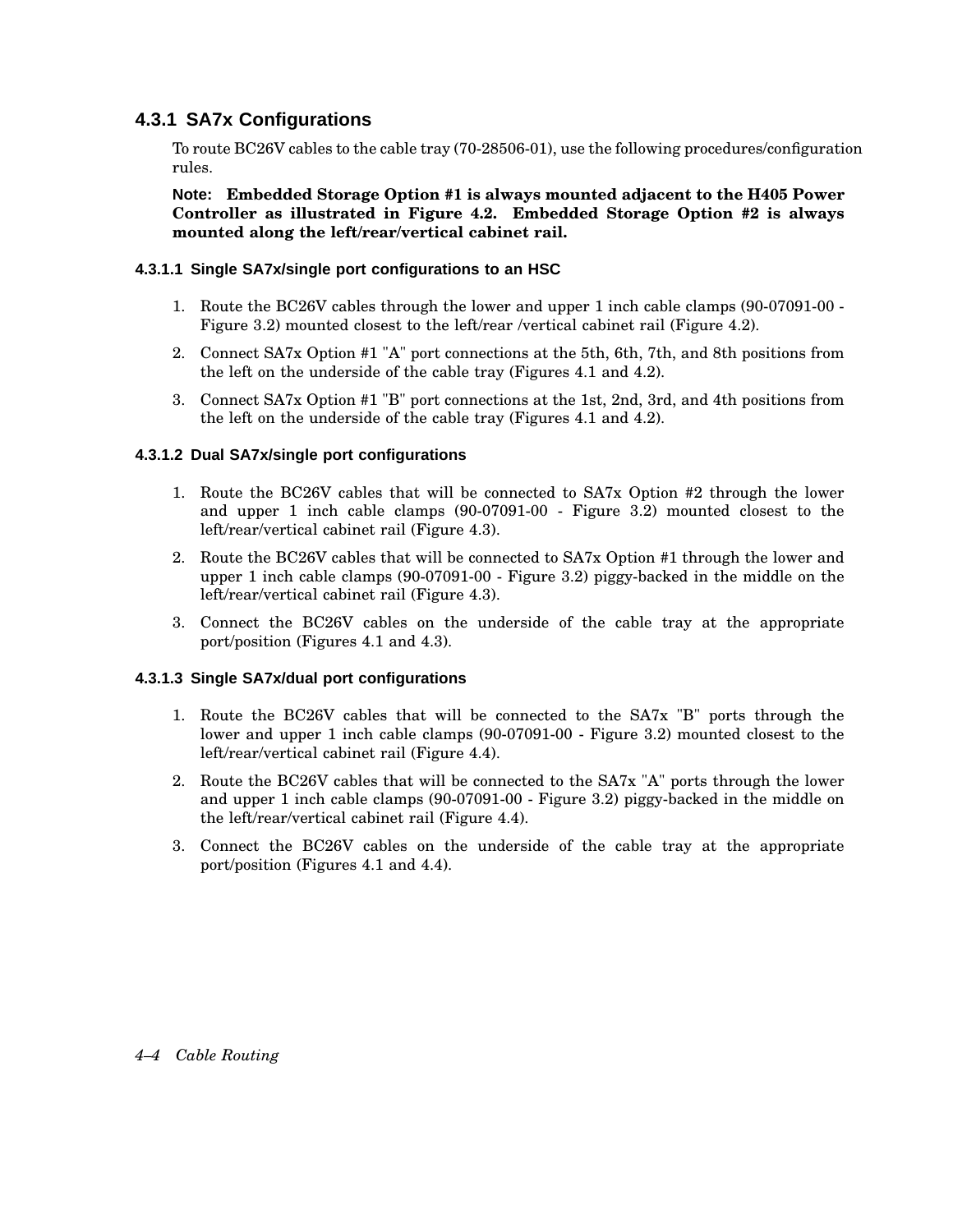### 4.3.1 SA7x Configurations

To route BC26V cables to the cable tray (70-28506-01), use the following procedures/configuration rules.

**Note: Embedded Storage Option #1 is always mounted adjacent to the H405 Power Controller as illustrated in Figure 4.2. Embedded Storage Option #2 is always mounted along the left/rear/vertical cabinet rail.**

#### 4.3.1.1 Single SA7x/single port configurations to an HSC

1. Route the BC26V cables through the lower and upper 1 inch cable clamps (90-07091-00 - Figure 3.2) mounted closest to the left/rear /vertical cabinet rail (Figure 4.2).
2. Connect SA7x Option #1 "A" port connections at the 5th, 6th, 7th, and 8th positions from the left on the underside of the cable tray (Figures 4.1 and 4.2).
3. Connect SA7x Option #1 "B" port connections at the 1st, 2nd, 3rd, and 4th positions from the left on the underside of the cable tray (Figures 4.1 and 4.2).

#### 4.3.1.2 Dual SA7x/single port configurations

1. Route the BC26V cables that will be connected to SA7x Option #2 through the lower and upper 1 inch cable clamps (90-07091-00 - Figure 3.2) mounted closest to the left/rear/vertical cabinet rail (Figure 4.3).
2. Route the BC26V cables that will be connected to SA7x Option #1 through the lower and upper 1 inch cable clamps (90-07091-00 - Figure 3.2) piggy-backed in the middle on the left/rear/vertical cabinet rail (Figure 4.3).
3. Connect the BC26V cables on the underside of the cable tray at the appropriate port/position (Figures 4.1 and 4.3).

#### 4.3.1.3 Single SA7x/dual port configurations

1. Route the BC26V cables that will be connected to the SA7x "B" ports through the lower and upper 1 inch cable clamps (90-07091-00 - Figure 3.2) mounted closest to the left/rear/vertical cabinet rail (Figure 4.4).
2. Route the BC26V cables that will be connected to the SA7x "A" ports through the lower and upper 1 inch cable clamps (90-07091-00 - Figure 3.2) piggy-backed in the middle on the left/rear/vertical cabinet rail (Figure 4.4).
3. Connect the BC26V cables on the underside of the cable tray at the appropriate port/position (Figures 4.1 and 4.4).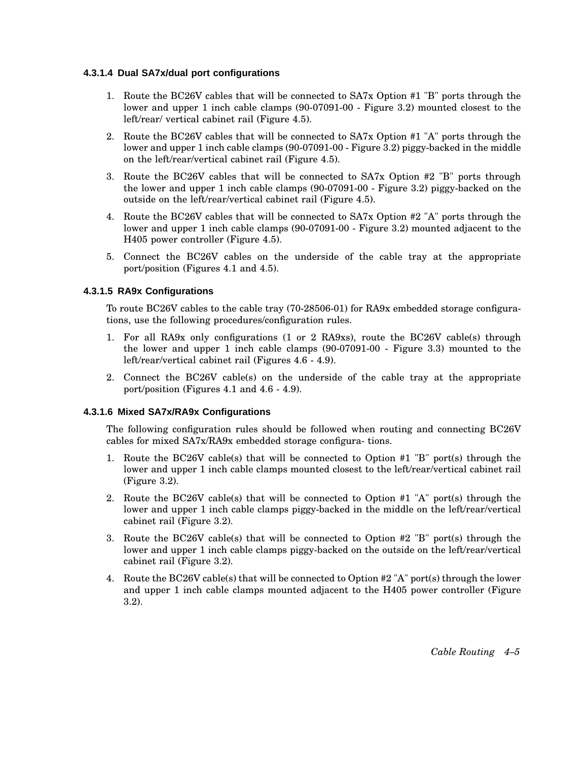#### 4.3.1.4 Dual SA7x/dual port configurations

1. Route the BC26V cables that will be connected to SA7x Option #1 "B" ports through the lower and upper 1 inch cable clamps (90-07091-00 - Figure 3.2) mounted closest to the left/rear/ vertical cabinet rail (Figure 4.5).
2. Route the BC26V cables that will be connected to SA7x Option #1 "A" ports through the lower and upper 1 inch cable clamps (90-07091-00 - Figure 3.2) piggy-backed in the middle on the left/rear/vertical cabinet rail (Figure 4.5).
3. Route the BC26V cables that will be connected to SA7x Option #2 "B" ports through the lower and upper 1 inch cable clamps (90-07091-00 - Figure 3.2) piggy-backed on the outside on the left/rear/vertical cabinet rail (Figure 4.5).
4. Route the BC26V cables that will be connected to SA7x Option #2 "A" ports through the lower and upper 1 inch cable clamps (90-07091-00 - Figure 3.2) mounted adjacent to the H405 power controller (Figure 4.5).
5. Connect the BC26V cables on the underside of the cable tray at the appropriate port/position (Figures 4.1 and 4.5).

#### 4.3.1.5 RA9x Configurations

To route BC26V cables to the cable tray (70-28506-01) for RA9x embedded storage configurations, use the following procedures/configuration rules.

1. For all RA9x only configurations (1 or 2 RA9xs), route the BC26V cable(s) through the lower and upper 1 inch cable clamps (90-07091-00 - Figure 3.3) mounted to the left/rear/vertical cabinet rail (Figures 4.6 - 4.9).
2. Connect the BC26V cable(s) on the underside of the cable tray at the appropriate port/position (Figures 4.1 and 4.6 - 4.9).

#### 4.3.1.6 Mixed SA7x/RA9x Configurations

The following configuration rules should be followed when routing and connecting BC26V cables for mixed SA7x/RA9x embedded storage configura- tions.

1. Route the BC26V cable(s) that will be connected to Option #1 "B" port(s) through the lower and upper 1 inch cable clamps mounted closest to the left/rear/vertical cabinet rail (Figure 3.2).
2. Route the BC26V cable(s) that will be connected to Option #1 "A" port(s) through the lower and upper 1 inch cable clamps piggy-backed in the middle on the left/rear/vertical cabinet rail (Figure 3.2).
3. Route the BC26V cable(s) that will be connected to Option #2 "B" port(s) through the lower and upper 1 inch cable clamps piggy-backed on the outside on the left/rear/vertical cabinet rail (Figure 3.2).
4. Route the BC26V cable(s) that will be connected to Option #2 "A" port(s) through the lower and upper 1 inch cable clamps mounted adjacent to the H405 power controller (Figure 3.2).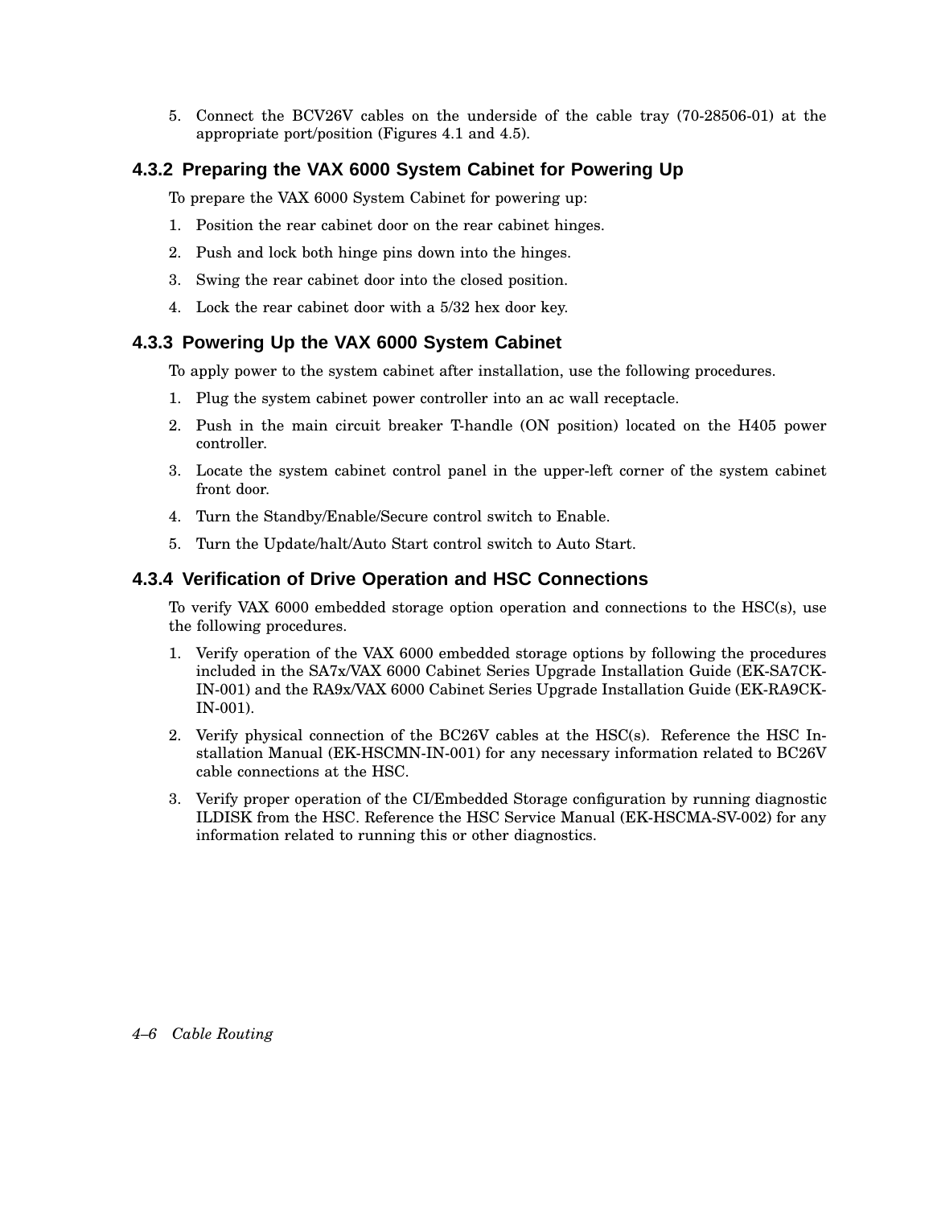5. Connect the BCV26V cables on the underside of the cable tray (70-28506-01) at the appropriate port/position (Figures 4.1 and 4.5).

### 4.3.2 Preparing the VAX 6000 System Cabinet for Powering Up

To prepare the VAX 6000 System Cabinet for powering up:

1. Position the rear cabinet door on the rear cabinet hinges.
2. Push and lock both hinge pins down into the hinges.
3. Swing the rear cabinet door into the closed position.
4. Lock the rear cabinet door with a 5/32 hex door key.

### 4.3.3 Powering Up the VAX 6000 System Cabinet

To apply power to the system cabinet after installation, use the following procedures.

1. Plug the system cabinet power controller into an ac wall receptacle.
2. Push in the main circuit breaker T-handle (ON position) located on the H405 power controller.
3. Locate the system cabinet control panel in the upper-left corner of the system cabinet front door.
4. Turn the Standby/Enable/Secure control switch to Enable.
5. Turn the Update/halt/Auto Start control switch to Auto Start.

### 4.3.4 Verification of Drive Operation and HSC Connections

To verify VAX 6000 embedded storage option operation and connections to the HSC(s), use the following procedures.

1. Verify operation of the VAX 6000 embedded storage options by following the procedures included in the SA7x/VAX 6000 Cabinet Series Upgrade Installation Guide (EK-SA7CK-IN-001) and the RA9x/VAX 6000 Cabinet Series Upgrade Installation Guide (EK-RA9CK-IN-001).
2. Verify physical connection of the BC26V cables at the HSC(s). Reference the HSC Installation Manual (EK-HSCMN-IN-001) for any necessary information related to BC26V cable connections at the HSC.
3. Verify proper operation of the CI/Embedded Storage configuration by running diagnostic ILDISK from the HSC. Reference the HSC Service Manual (EK-HSCMA-SV-002) for any information related to running this or other diagnostics.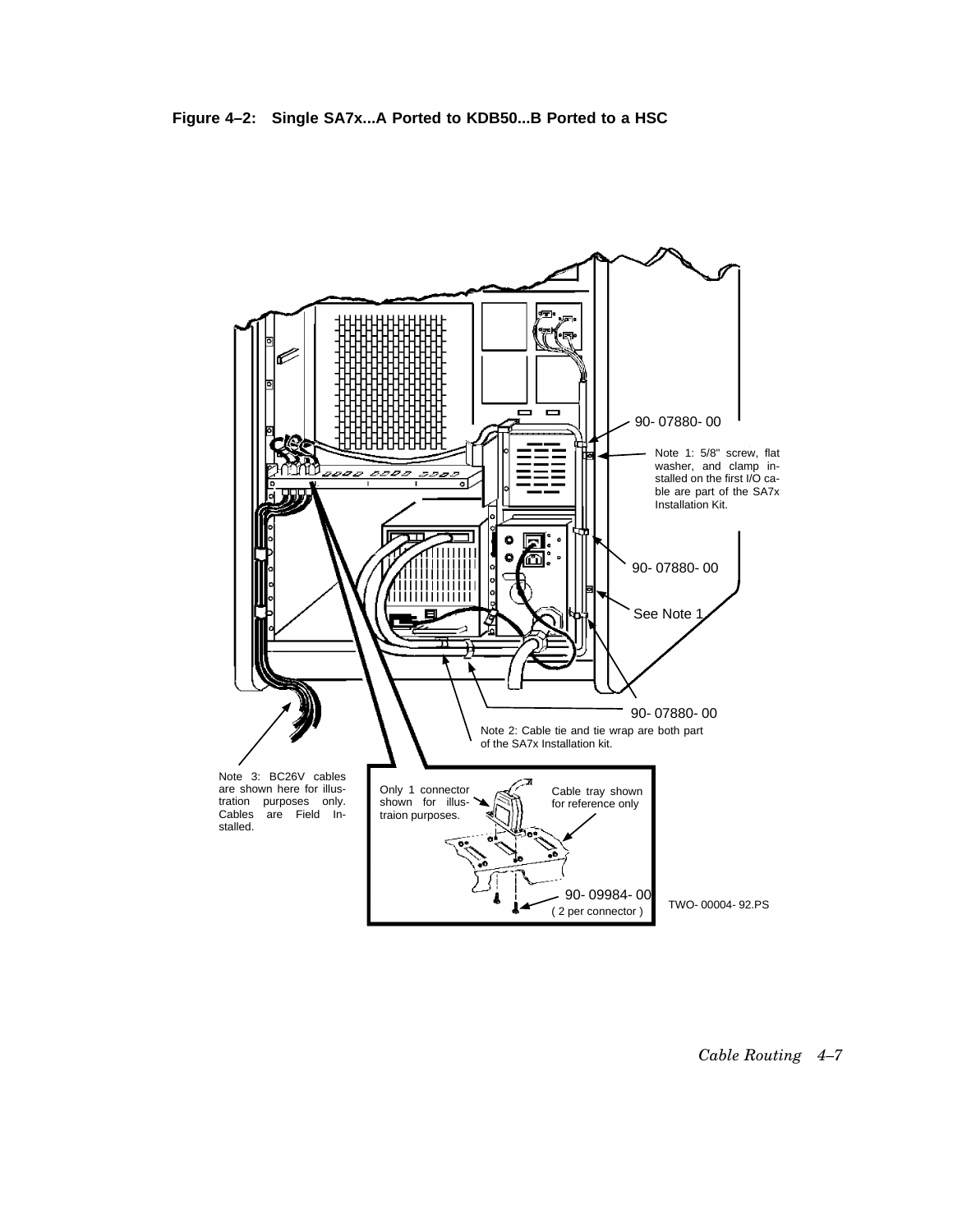**Figure 4–2: Single SA7x...A Ported to KDB50...B Ported to a HSC**

90- 07880- 00

Note 1: 5/8" screw, flat washer, and clamp installed on the first I/O cable are part of the SA7x Installation Kit.

90- 07880- 00

See Note 1

90- 07880- 00

Note 2: Cable tie and tie wrap are both part of the SA7x Installation kit.

Note 3: BC26V cables are shown here for illustration purposes only. Cables are Field Installed.

Only 1 connector shown for illustraion purposes.

Cable tray shown for reference only

90- 09984- 00
( 2 per connector )

TWO- 00004- 92.PS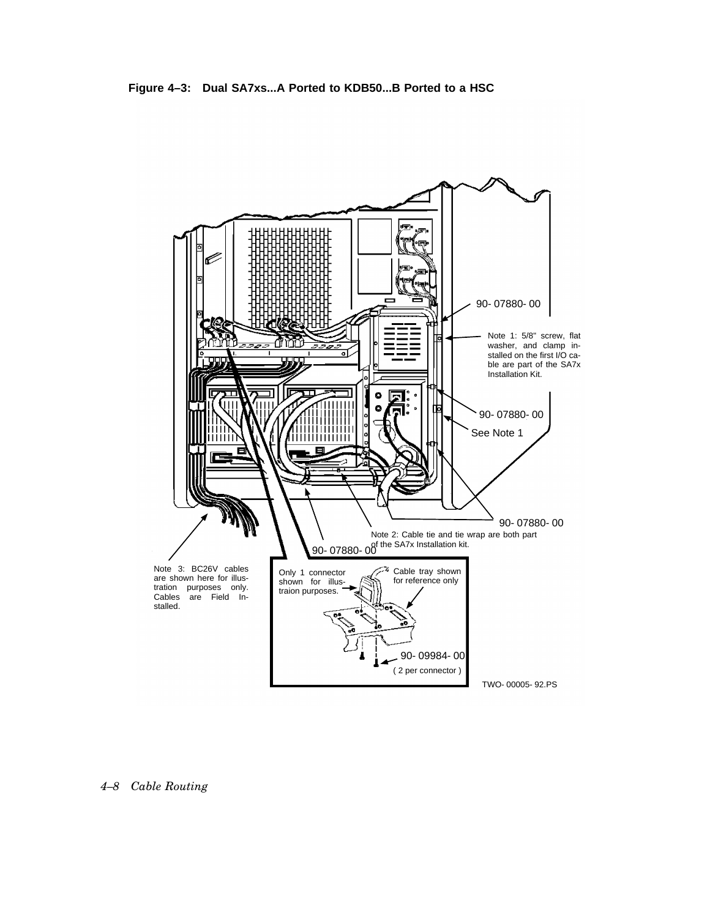**Figure 4–3: Dual SA7xs...A Ported to KDB50...B Ported to a HSC**

90- 07880- 00

Note 1: 5/8" screw, flat washer, and clamp installed on the first I/O cable are part of the SA7x Installation Kit.

90- 07880- 00

See Note 1

90- 07880- 00

Note 2: Cable tie and tie wrap are both part of the SA7x Installation kit.

90- 07880- 00

Note 3: BC26V cables are shown here for illustration purposes only. Cables are Field Installed.

Only 1 connector shown for illustraion purposes.

Cable tray shown for reference only

90- 09984- 00

( 2 per connector )

TWO- 00005- 92.PS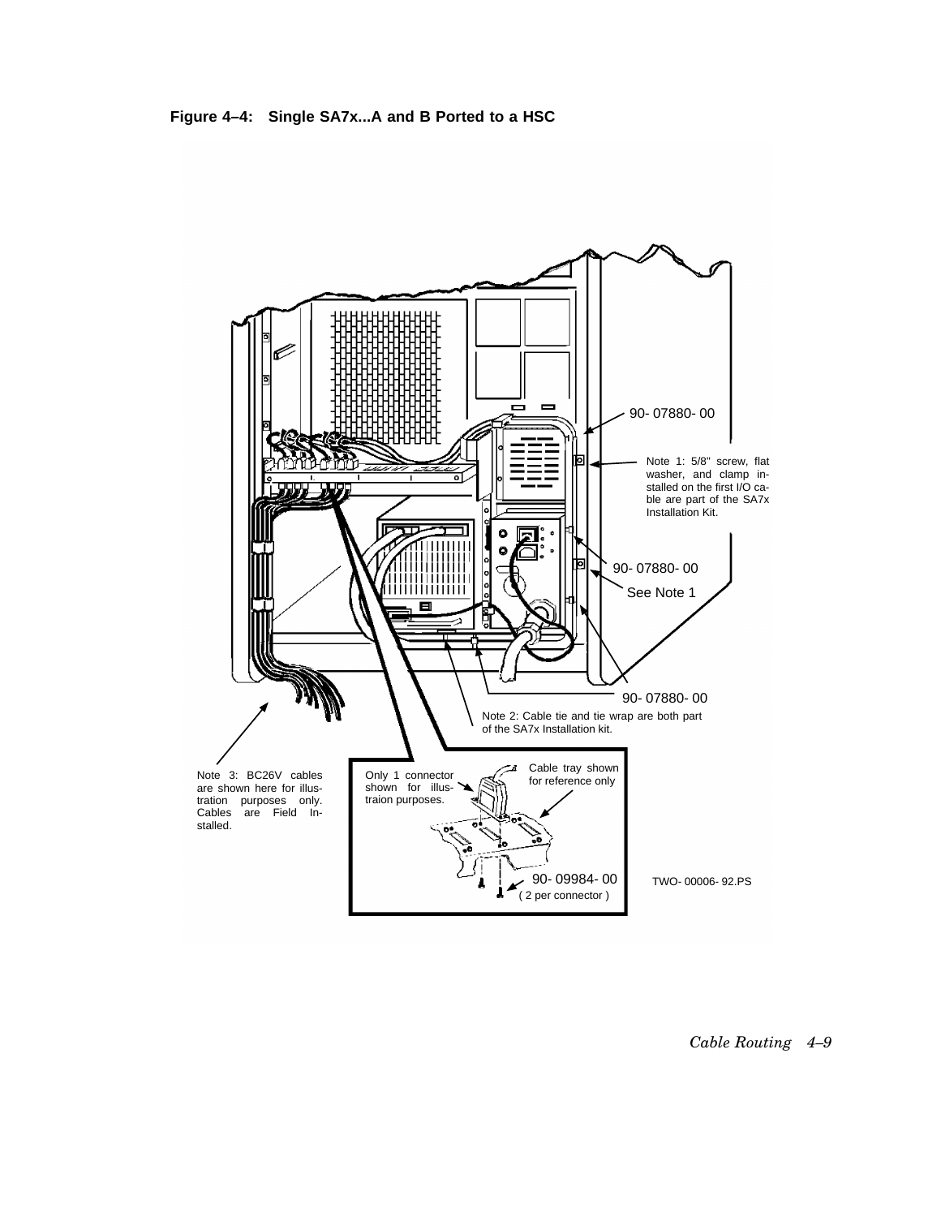**Figure 4–4: Single SA7x...A and B Ported to a HSC**

90- 07880- 00

Note 1: 5/8" screw, flat washer, and clamp installed on the first I/O cable are part of the SA7x Installation Kit.

90- 07880- 00

See Note 1

90- 07880- 00

Note 2: Cable tie and tie wrap are both part of the SA7x Installation kit.

Note 3: BC26V cables are shown here for illustration purposes only. Cables are Field Installed.

Only 1 connector shown for illustraion purposes.

Cable tray shown for reference only

90- 09984- 00
( 2 per connector )

TWO- 00006- 92.PS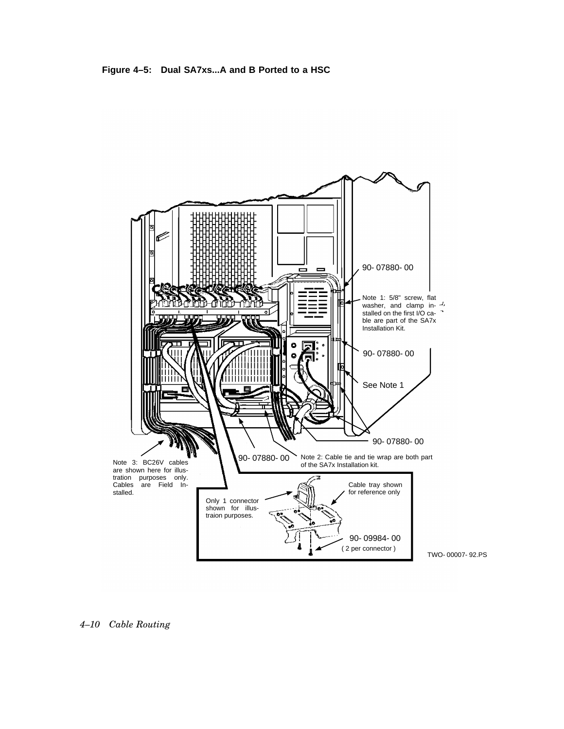**Figure 4–5: Dual SA7xs...A and B Ported to a HSC**

90- 07880- 00

Note 1: 5/8" screw, flat washer, and clamp installed on the first I/O cable are part of the SA7x Installation Kit.

90- 07880- 00

See Note 1

90- 07880- 00

90- 07880- 00

Note 2: Cable tie and tie wrap are both part of the SA7x Installation kit.

Note 3: BC26V cables are shown here for illustration purposes only. Cables are Field Installed.

Only 1 connector shown for illustraion purposes.

Cable tray shown for reference only

90- 09984- 00
( 2 per connector )

TWO- 00007- 92.PS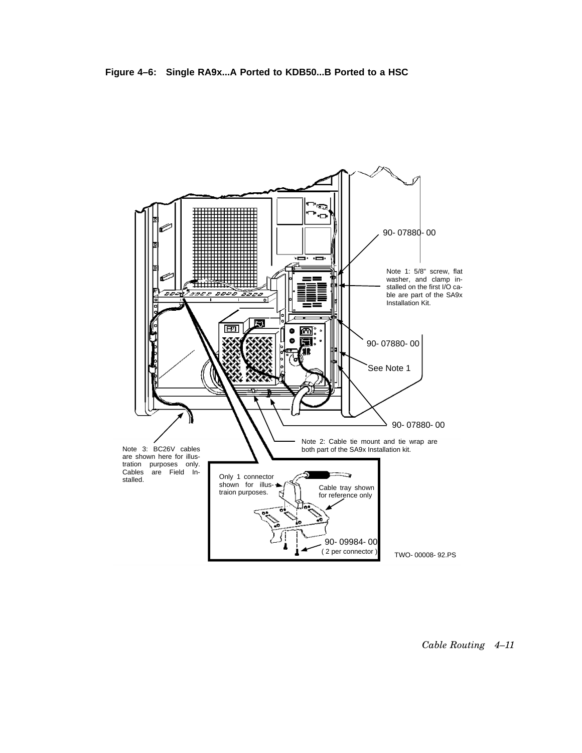**Figure 4–6: Single RA9x...A Ported to KDB50...B Ported to a HSC**

90- 07880- 00

Note 1: 5/8" screw, flat washer, and clamp installed on the first I/O cable are part of the SA9x Installation Kit.

90- 07880- 00

See Note 1

90- 07880- 00

Note 2: Cable tie mount and tie wrap are both part of the SA9x Installation kit.

Note 3: BC26V cables are shown here for illustration purposes only. Cables are Field Installed.

Only 1 connector shown for illustraion purposes.

Cable tray shown for reference only

90- 09984- 00
( 2 per connector )

TWO- 00008- 92.PS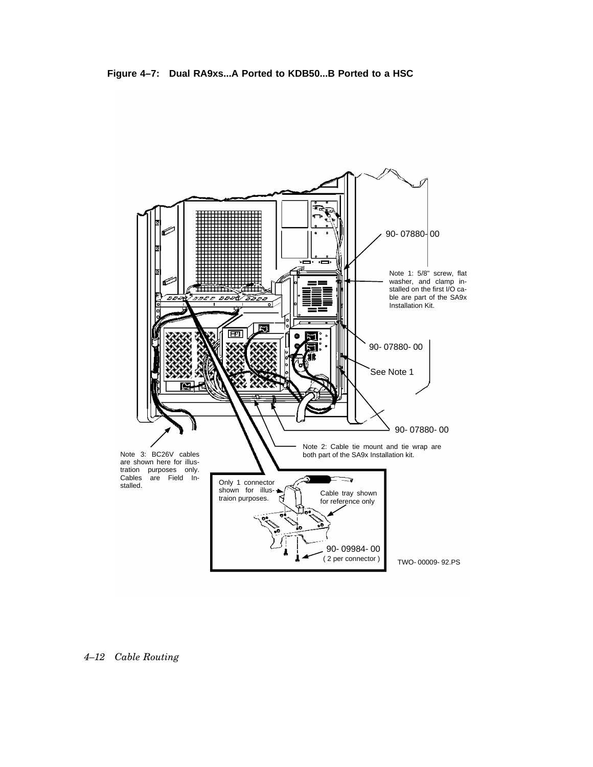**Figure 4–7: Dual RA9xs...A Ported to KDB50...B Ported to a HSC**

90- 07880- 00

Note 1: 5/8" screw, flat washer, and clamp installed on the first I/O cable are part of the SA9x Installation Kit.

90- 07880- 00

See Note 1

90- 07880- 00

Note 2: Cable tie mount and tie wrap are both part of the SA9x Installation kit.

Note 3: BC26V cables are shown here for illustration purposes only. Cables are Field Installed.

Only 1 connector shown for illustraion purposes.

Cable tray shown for reference only

90- 09984- 00
( 2 per connector )

TWO- 00009- 92.PS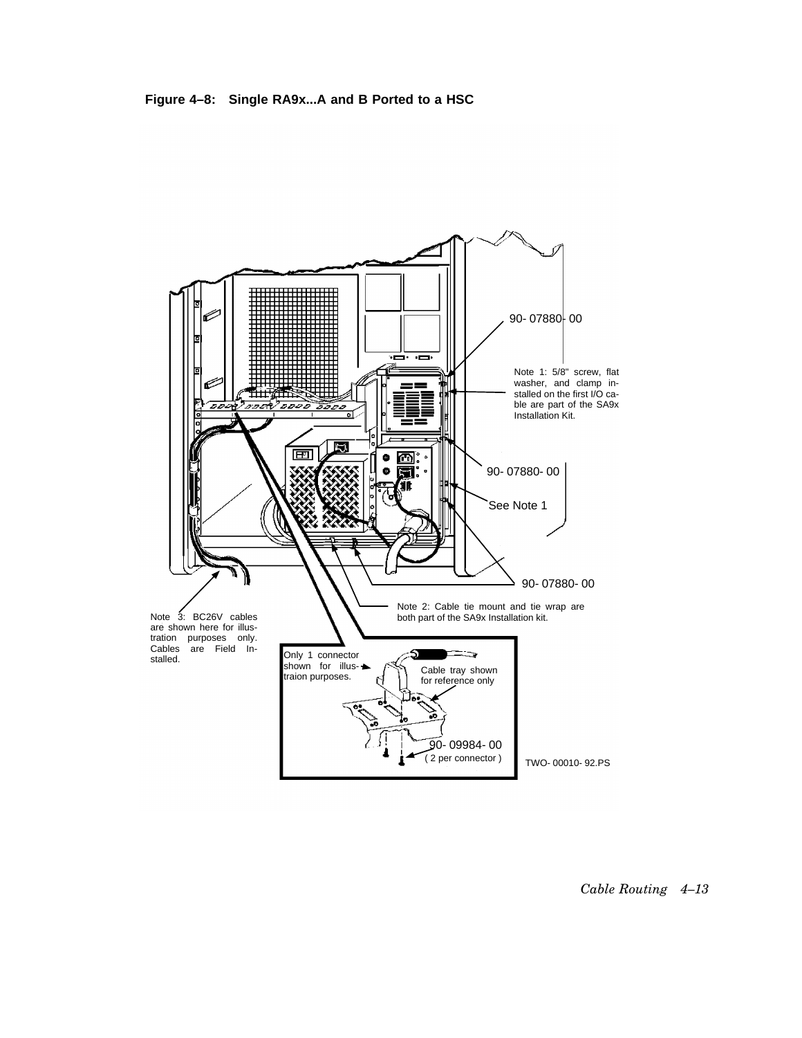**Figure 4–8: Single RA9x...A and B Ported to a HSC**

90- 07880- 00

Note 1: 5/8" screw, flat washer, and clamp installed on the first I/O cable are part of the SA9x Installation Kit.

90- 07880- 00

See Note 1

90- 07880- 00

Note 2: Cable tie mount and tie wrap are both part of the SA9x Installation kit.

Note 3: BC26V cables are shown here for illustration purposes only. Cables are Field Installed.

Only 1 connector shown for illustraion purposes.

Cable tray shown for reference only

90- 09984- 00
( 2 per connector )

TWO- 00010- 92.PS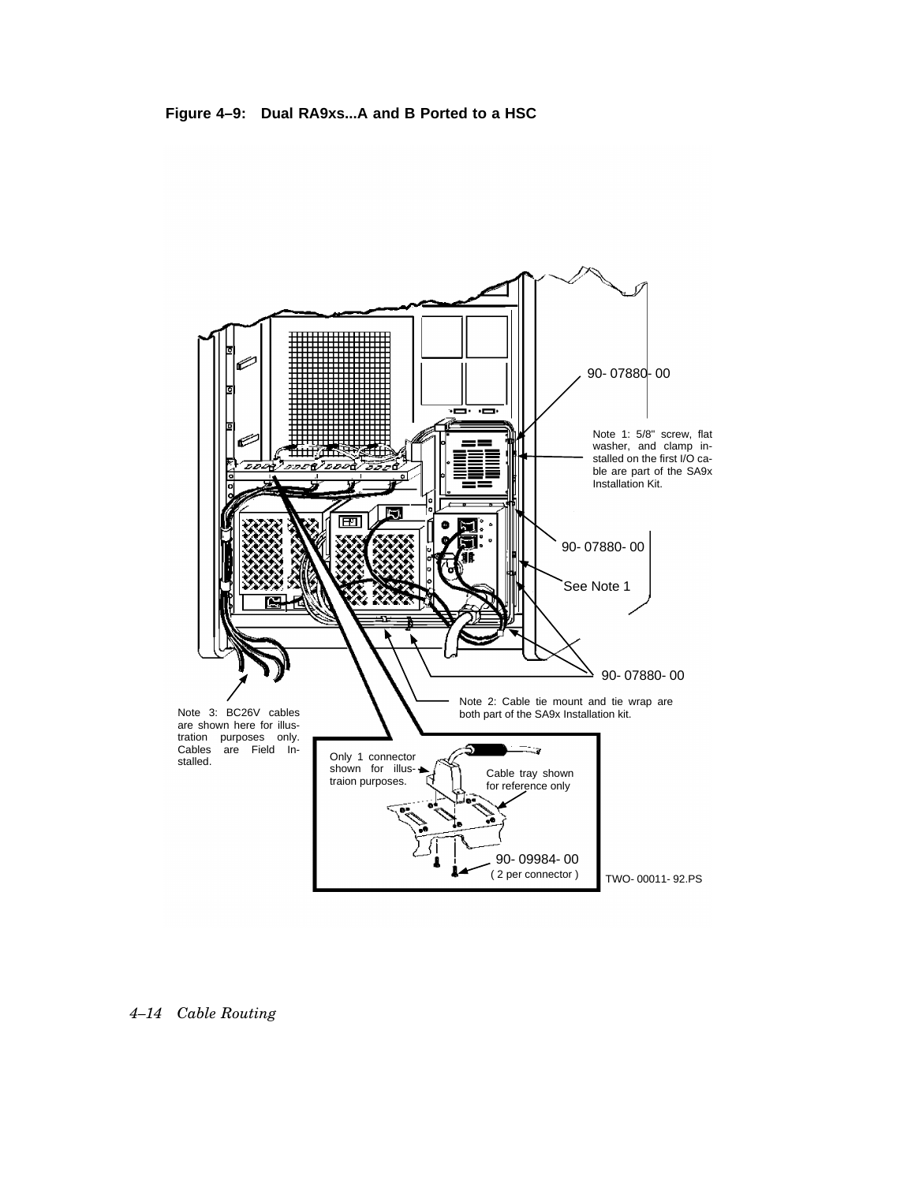**Figure 4–9: Dual RA9xs...A and B Ported to a HSC**

90- 07880- 00

Note 1: 5/8" screw, flat washer, and clamp installed on the first I/O cable are part of the SA9x Installation Kit.

90- 07880- 00

See Note 1

90- 07880- 00

Note 2: Cable tie mount and tie wrap are both part of the SA9x Installation kit.

Note 3: BC26V cables are shown here for illustration purposes only. Cables are Field Installed.

Only 1 connector shown for illustraion purposes.

Cable tray shown for reference only

90- 09984- 00
( 2 per connector )

TWO- 00011- 92.PS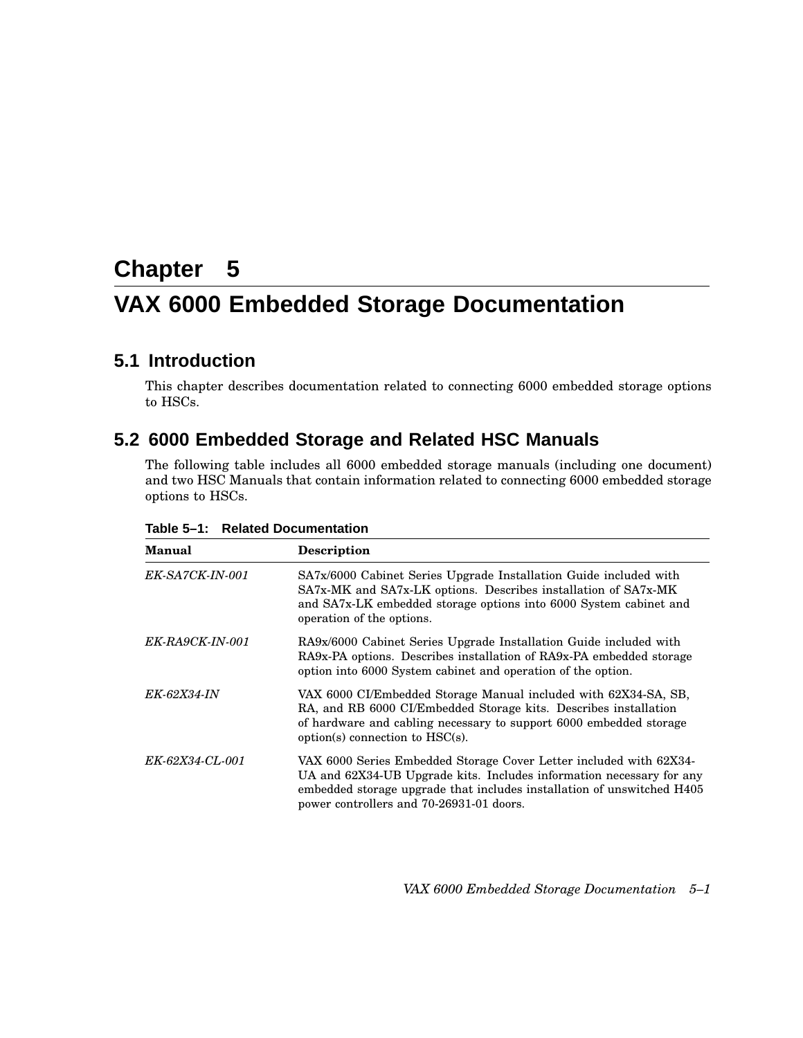# Chapter 5

# VAX 6000 Embedded Storage Documentation

## 5.1 Introduction

This chapter describes documentation related to connecting 6000 embedded storage options to HSCs.

## 5.2 6000 Embedded Storage and Related HSC Manuals

The following table includes all 6000 embedded storage manuals (including one document) and two HSC Manuals that contain information related to connecting 6000 embedded storage options to HSCs.

**Table 5–1: Related Documentation**

| Manual | Description |
|---|---|
| *EK-SA7CK-IN-001* | SA7x/6000 Cabinet Series Upgrade Installation Guide included with SA7x-MK and SA7x-LK options. Describes installation of SA7x-MK and SA7x-LK embedded storage options into 6000 System cabinet and operation of the options. |
| *EK-RA9CK-IN-001* | RA9x/6000 Cabinet Series Upgrade Installation Guide included with RA9x-PA options. Describes installation of RA9x-PA embedded storage option into 6000 System cabinet and operation of the option. |
| *EK-62X34-IN* | VAX 6000 CI/Embedded Storage Manual included with 62X34-SA, SB, RA, and RB 6000 CI/Embedded Storage kits. Describes installation of hardware and cabling necessary to support 6000 embedded storage option(s) connection to HSC(s). |
| *EK-62X34-CL-001* | VAX 6000 Series Embedded Storage Cover Letter included with 62X34-UA and 62X34-UB Upgrade kits. Includes information necessary for any embedded storage upgrade that includes installation of unswitched H405 power controllers and 70-26931-01 doors. |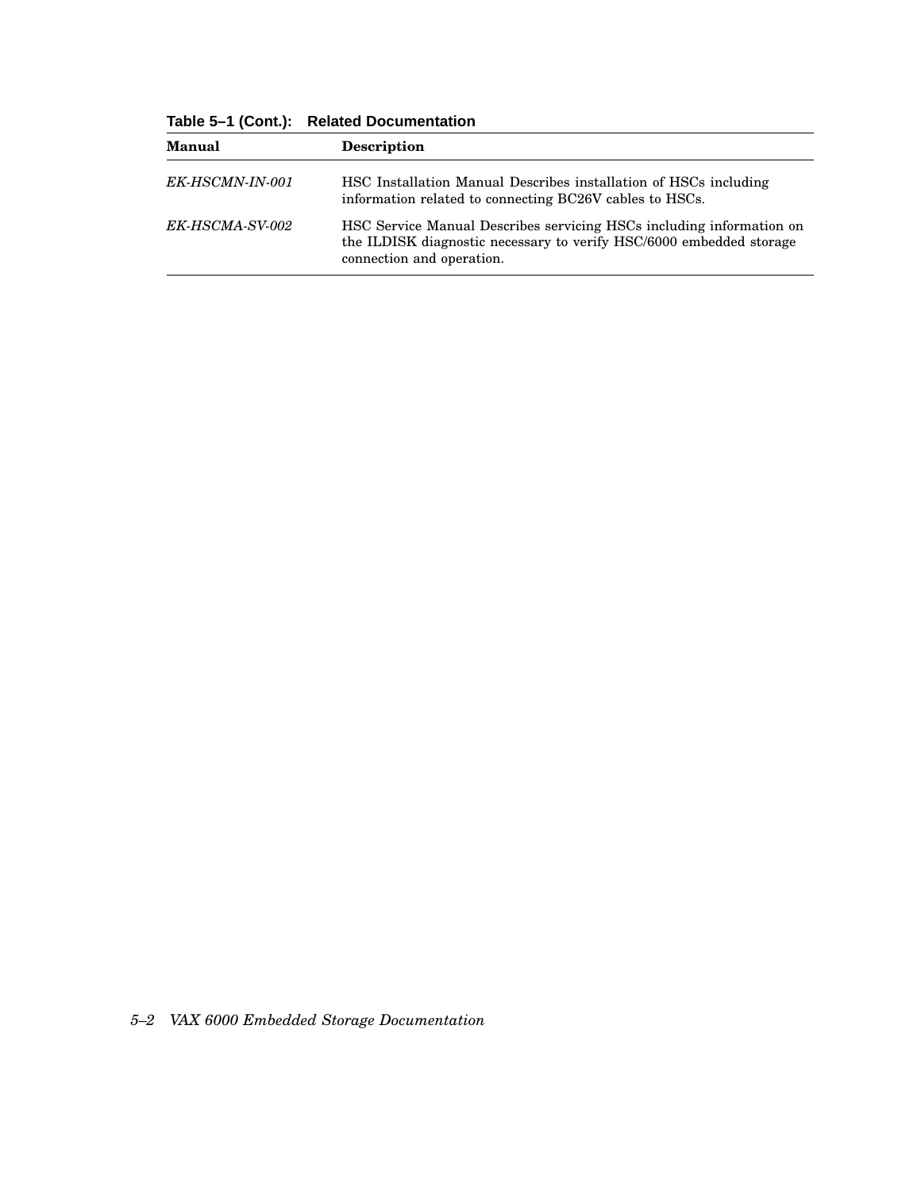**Table 5–1 (Cont.): Related Documentation**

| Manual | Description |
|---|---|
| *EK-HSCMN-IN-001* | HSC Installation Manual Describes installation of HSCs including information related to connecting BC26V cables to HSCs. |
| *EK-HSCMA-SV-002* | HSC Service Manual Describes servicing HSCs including information on the ILDISK diagnostic necessary to verify HSC/6000 embedded storage connection and operation. |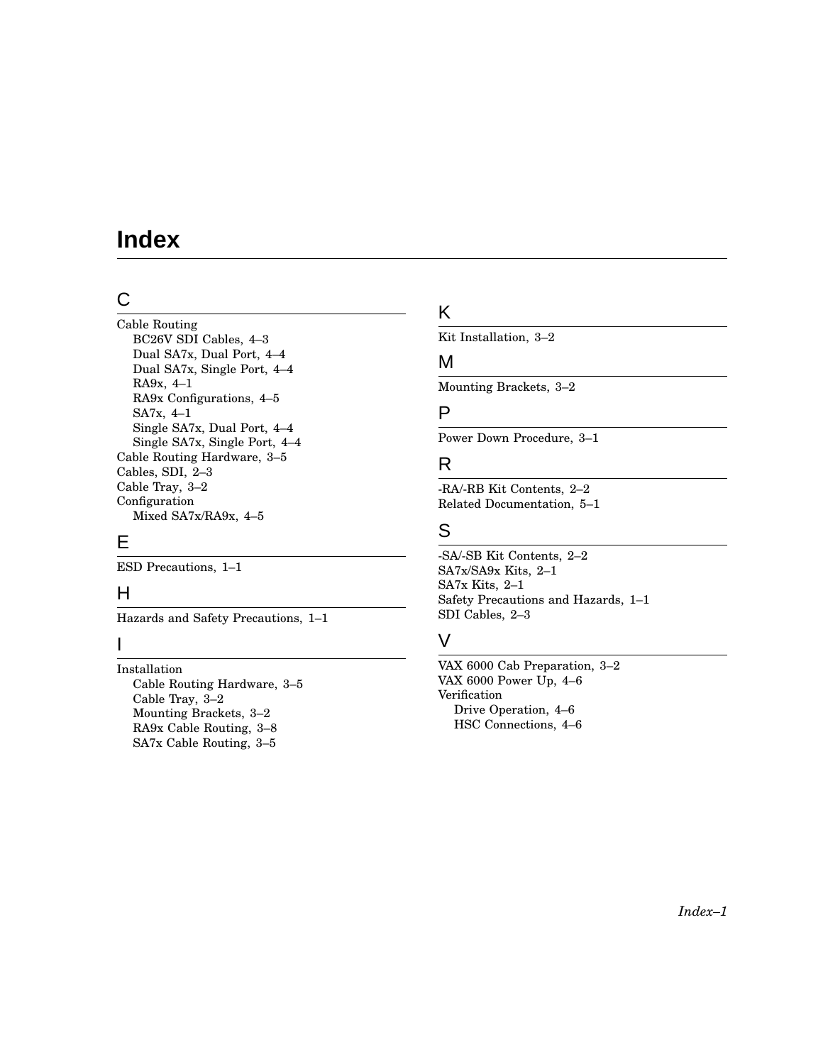# Index

## C

Cable Routing
- BC26V SDI Cables, 4–3
- Dual SA7x, Dual Port, 4–4
- Dual SA7x, Single Port, 4–4
- RA9x, 4–1
- RA9x Configurations, 4–5
- SA7x, 4–1
- Single SA7x, Dual Port, 4–4
- Single SA7x, Single Port, 4–4

Cable Routing Hardware, 3–5
Cables, SDI, 2–3
Cable Tray, 3–2
Configuration
- Mixed SA7x/RA9x, 4–5

## E

ESD Precautions, 1–1

## H

Hazards and Safety Precautions, 1–1

## I

Installation
- Cable Routing Hardware, 3–5
- Cable Tray, 3–2
- Mounting Brackets, 3–2
- RA9x Cable Routing, 3–8
- SA7x Cable Routing, 3–5

## K

Kit Installation, 3–2

## M

Mounting Brackets, 3–2

## P

Power Down Procedure, 3–1

## R

-RA/-RB Kit Contents, 2–2
Related Documentation, 5–1

## S

-SA/-SB Kit Contents, 2–2
SA7x/SA9x Kits, 2–1
SA7x Kits, 2–1
Safety Precautions and Hazards, 1–1
SDI Cables, 2–3

## V

VAX 6000 Cab Preparation, 3–2
VAX 6000 Power Up, 4–6
Verification
- Drive Operation, 4–6
- HSC Connections, 4–6